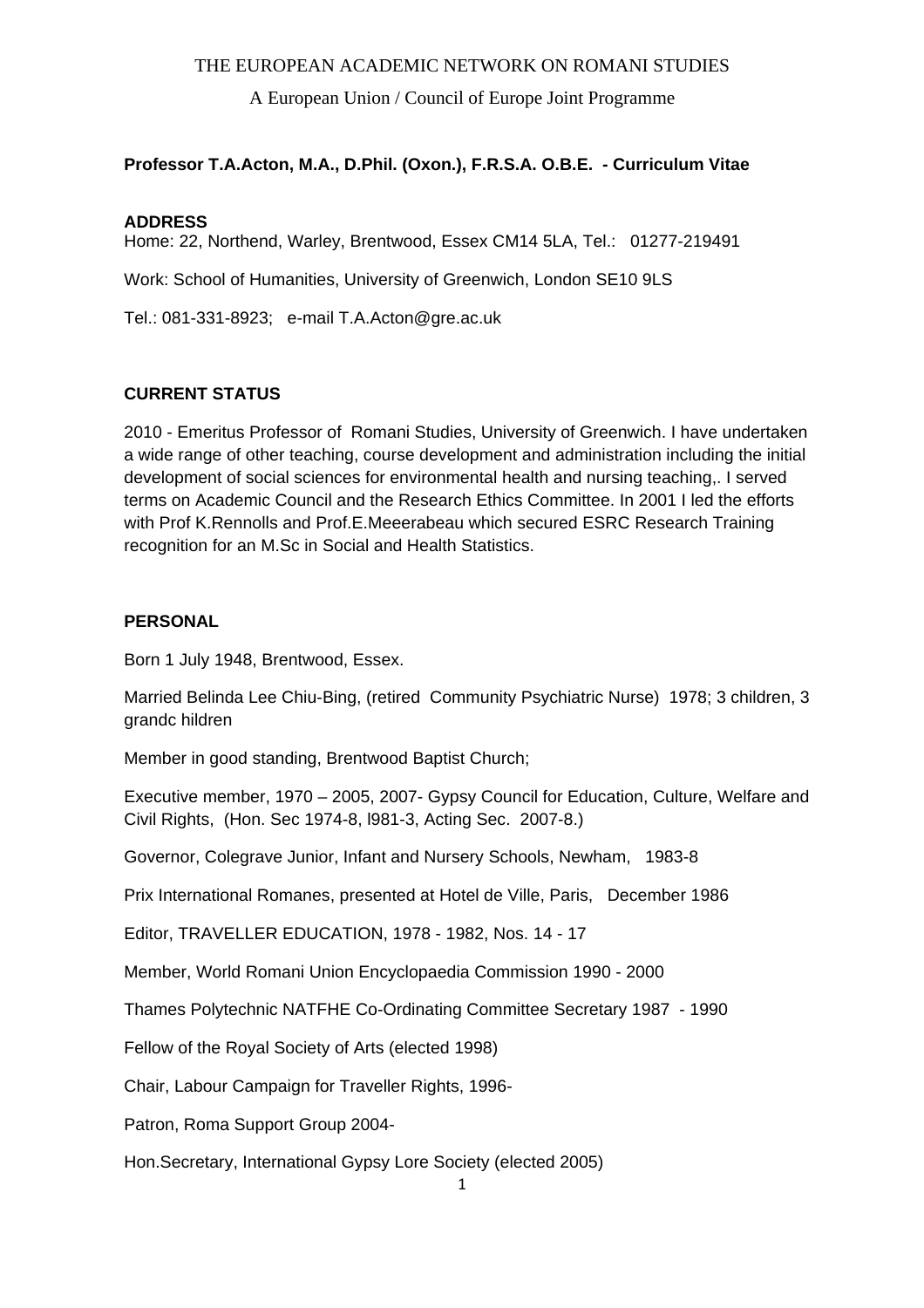THE EUROPEAN ACADEMIC NETWORK ON ROMANI STUDIES

A European Union / Council of Europe Joint Programme

**Professor T.A.Acton, M.A., D.Phil. (Oxon.), F.R.S.A. O.B.E. - Curriculum Vitae**

**ADDRESS**

Home: 22, Northend, Warley, Brentwood, Essex CM14 5LA, Tel.: 01277-219491

Work: School of Humanities, University of Greenwich, London SE10 9LS

Tel.: 081-331-8923; e-mail T.A.Acton@gre.ac.uk

**CURRENT STATUS**

2010 - Emeritus Professor of Romani Studies, University of Greenwich. I have undertaken a wide range of other teaching, course development and administration including the initial development of social sciences for environmental health and nursing teaching,. I served terms on Academic Council and the Research Ethics Committee. In 2001 I led the efforts with Prof K.Rennolls and Prof.E.Meeerabeau which secured ESRC Research Training recognition for an M.Sc in Social and Health Statistics.

**PERSONAL**

Born 1 July 1948, Brentwood, Essex.

Married Belinda Lee Chiu-Bing, (retired Community Psychiatric Nurse) 1978; 3 children, 3 grandc hildren

Member in good standing, Brentwood Baptist Church;

Executive member, 1970 – 2005, 2007- Gypsy Council for Education, Culture, Welfare and Civil Rights, (Hon. Sec 1974-8, l981-3, Acting Sec. 2007-8.)

Governor, Colegrave Junior, Infant and Nursery Schools, Newham, 1983-8

Prix International Romanes, presented at Hotel de Ville, Paris, December 1986

Editor, TRAVELLER EDUCATION, 1978 - 1982, Nos. 14 - 17

Member, World Romani Union Encyclopaedia Commission 1990 - 2000

Thames Polytechnic NATFHE Co-Ordinating Committee Secretary 1987 - 1990

Fellow of the Royal Society of Arts (elected 1998)

Chair, Labour Campaign for Traveller Rights, 1996-

Patron, Roma Support Group 2004-

Hon.Secretary, International Gypsy Lore Society (elected 2005)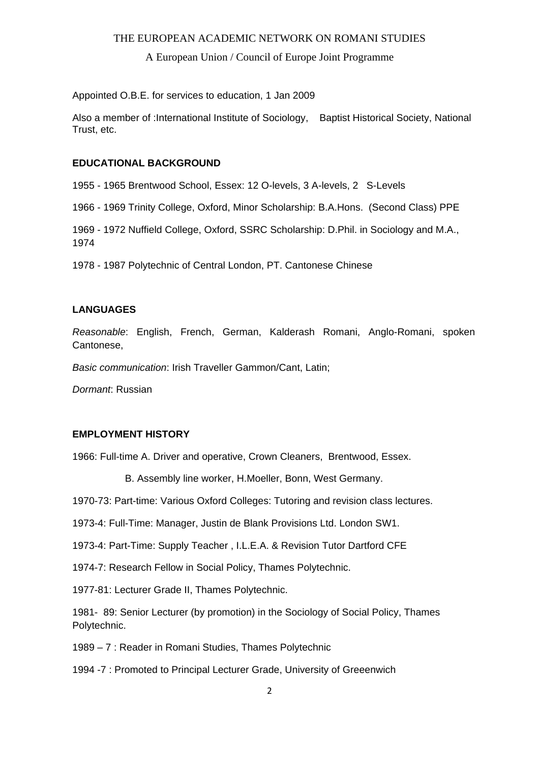Appointed O.B.E. for services to education, 1 Jan 2009

Also a member of :International Institute of Sociology, Baptist Historical Society, National Trust, etc.

## EDUCATIONAL BACKGROUND

1955 - 1965 Brentwood School, Essex: 12 O-levels, 3 A-levels, 2 S-Levels

1966 - 1969 Trinity College, Oxford, Minor Scholarship: B.A.Hons. (Second Class) PPE

1969 - 1972 Nuffield College, Oxford, SSRC Scholarship: D.Phil. in Sociology and M.A., 1974

1978 - 1987 Polytechnic of Central London, PT. Cantonese Chinese

## LANGUAGES

*Reasonable*: English, French, German, Kalderash Romani, Anglo-Romani, spoken Cantonese,

*Basic communication*: Irish Traveller Gammon/Cant, Latin;

*Dormant*: Russian

## EMPLOYMENT HISTORY

1966: Full-time A. Driver and operative, Crown Cleaners, Brentwood, Essex.

B. Assembly line worker, H.Moeller, Bonn, West Germany.

1970-73: Part-time: Various Oxford Colleges: Tutoring and revision class lectures.

1973-4: Full-Time: Manager, Justin de Blank Provisions Ltd. London SW1.

1973-4: Part-Time: Supply Teacher , I.L.E.A. & Revision Tutor Dartford CFE

1974-7: Research Fellow in Social Policy, Thames Polytechnic.

1977-81: Lecturer Grade II, Thames Polytechnic.

1981- 89: Senior Lecturer (by promotion) in the Sociology of Social Policy, Thames Polytechnic.

1989 – 7 : Reader in Romani Studies, Thames Polytechnic

1994 -7 : Promoted to Principal Lecturer Grade, University of Greeenwich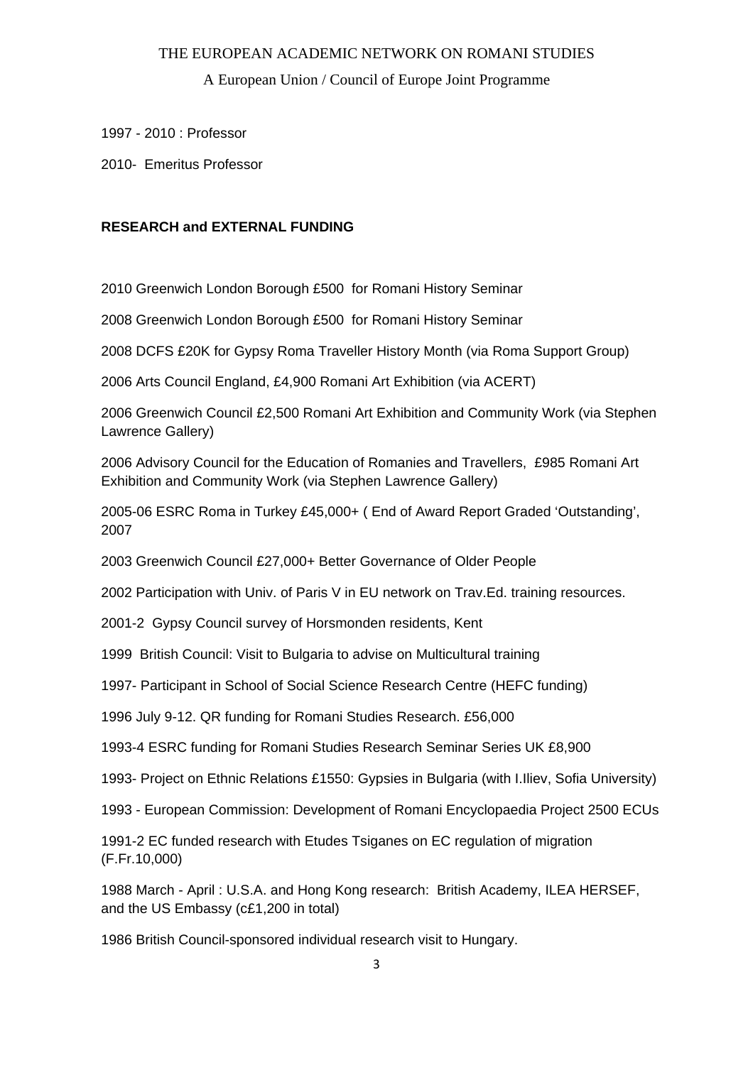1997 - 2010 : Professor

2010- Emeritus Professor

**RESEARCH and EXTERNAL FUNDING**

2010 Greenwich London Borough £500 for Romani History Seminar

2008 Greenwich London Borough £500 for Romani History Seminar

2008 DCFS £20K for Gypsy Roma Traveller History Month (via Roma Support Group)

2006 Arts Council England, £4,900 Romani Art Exhibition (via ACERT)

2006 Greenwich Council £2,500 Romani Art Exhibition and Community Work (via Stephen Lawrence Gallery)

2006 Advisory Council for the Education of Romanies and Travellers, £985 Romani Art Exhibition and Community Work (via Stephen Lawrence Gallery)

2005-06 ESRC Roma in Turkey £45,000+ ( End of Award Report Graded 'Outstanding', 2007

2003 Greenwich Council £27,000+ Better Governance of Older People

2002 Participation with Univ. of Paris V in EU network on Trav.Ed. training resources.

2001-2 Gypsy Council survey of Horsmonden residents, Kent

1999 British Council: Visit to Bulgaria to advise on Multicultural training

1997- Participant in School of Social Science Research Centre (HEFC funding)

1996 July 9-12. QR funding for Romani Studies Research. £56,000

1993-4 ESRC funding for Romani Studies Research Seminar Series UK £8,900

1993- Project on Ethnic Relations £1550: Gypsies in Bulgaria (with I.Iliev, Sofia University)

1993 - European Commission: Development of Romani Encyclopaedia Project 2500 ECUs

1991-2 EC funded research with Etudes Tsiganes on EC regulation of migration (F.Fr.10,000)

1988 March - April : U.S.A. and Hong Kong research: British Academy, ILEA HERSEF, and the US Embassy (c£1,200 in total)

1986 British Council-sponsored individual research visit to Hungary.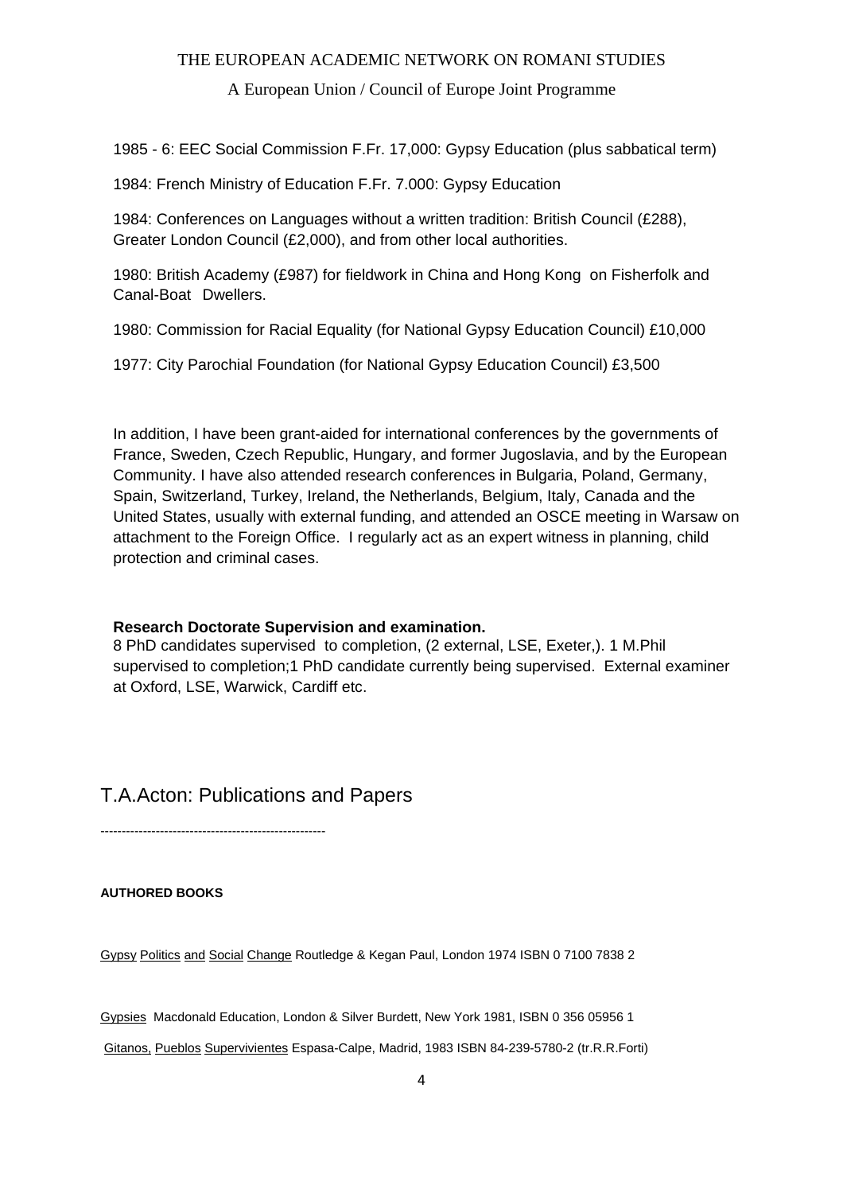1985 - 6: EEC Social Commission F.Fr. 17,000: Gypsy Education (plus sabbatical term)

1984: French Ministry of Education F.Fr. 7.000: Gypsy Education

1984: Conferences on Languages without a written tradition: British Council (£288), Greater London Council (£2,000), and from other local authorities.

1980: British Academy (£987) for fieldwork in China and Hong Kong on Fisherfolk and Canal-Boat Dwellers.

1980: Commission for Racial Equality (for National Gypsy Education Council) £10,000

1977: City Parochial Foundation (for National Gypsy Education Council) £3,500

In addition, I have been grant-aided for international conferences by the governments of France, Sweden, Czech Republic, Hungary, and former Jugoslavia, and by the European Community. I have also attended research conferences in Bulgaria, Poland, Germany, Spain, Switzerland, Turkey, Ireland, the Netherlands, Belgium, Italy, Canada and the United States, usually with external funding, and attended an OSCE meeting in Warsaw on attachment to the Foreign Office. I regularly act as an expert witness in planning, child protection and criminal cases.

**Research Doctorate Supervision and examination.**
8 PhD candidates supervised to completion, (2 external, LSE, Exeter,). 1 M.Phil supervised to completion;1 PhD candidate currently being supervised. External examiner at Oxford, LSE, Warwick, Cardiff etc.

# T.A.Acton: Publications and Papers

-----------------------------------------------------

**AUTHORED BOOKS**

Gypsy Politics and Social Change Routledge & Kegan Paul, London 1974 ISBN 0 7100 7838 2

Gypsies Macdonald Education, London & Silver Burdett, New York 1981, ISBN 0 356 05956 1

Gitanos, Pueblos Supervivientes Espasa-Calpe, Madrid, 1983 ISBN 84-239-5780-2 (tr.R.R.Forti)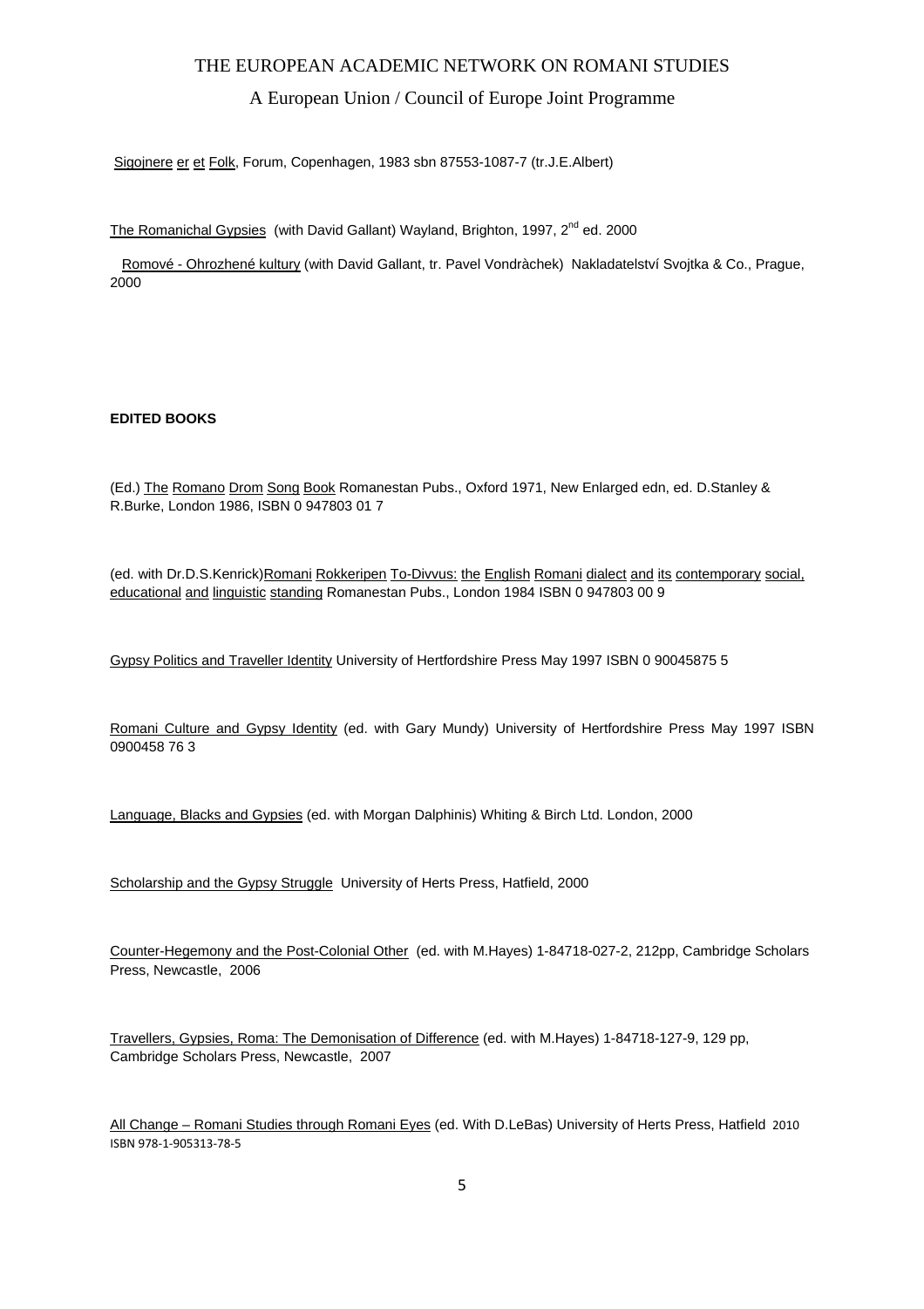Sigojnere er et Folk, Forum, Copenhagen, 1983 sbn 87553-1087-7 (tr.J.E.Albert)

The Romanichal Gypsies (with David Gallant) Wayland, Brighton, 1997, 2nd ed. 2000

Romové - Ohrozhené kultury (with David Gallant, tr. Pavel Vondràchek) Nakladatelství Svojtka & Co., Prague, 2000

**EDITED BOOKS**

(Ed.) The Romano Drom Song Book Romanestan Pubs., Oxford 1971, New Enlarged edn, ed. D.Stanley & R.Burke, London 1986, ISBN 0 947803 01 7

(ed. with Dr.D.S.Kenrick)Romani Rokkeripen To-Divvus: the English Romani dialect and its contemporary social, educational and linguistic standing Romanestan Pubs., London 1984 ISBN 0 947803 00 9

Gypsy Politics and Traveller Identity University of Hertfordshire Press May 1997 ISBN 0 90045875 5

Romani Culture and Gypsy Identity (ed. with Gary Mundy) University of Hertfordshire Press May 1997 ISBN 0900458 76 3

Language, Blacks and Gypsies (ed. with Morgan Dalphinis) Whiting & Birch Ltd. London, 2000

Scholarship and the Gypsy Struggle University of Herts Press, Hatfield, 2000

Counter-Hegemony and the Post-Colonial Other (ed. with M.Hayes) 1-84718-027-2, 212pp, Cambridge Scholars Press, Newcastle, 2006

Travellers, Gypsies, Roma: The Demonisation of Difference (ed. with M.Hayes) 1-84718-127-9, 129 pp, Cambridge Scholars Press, Newcastle, 2007

All Change – Romani Studies through Romani Eyes (ed. With D.LeBas) University of Herts Press, Hatfield 2010 ISBN 978-1-905313-78-5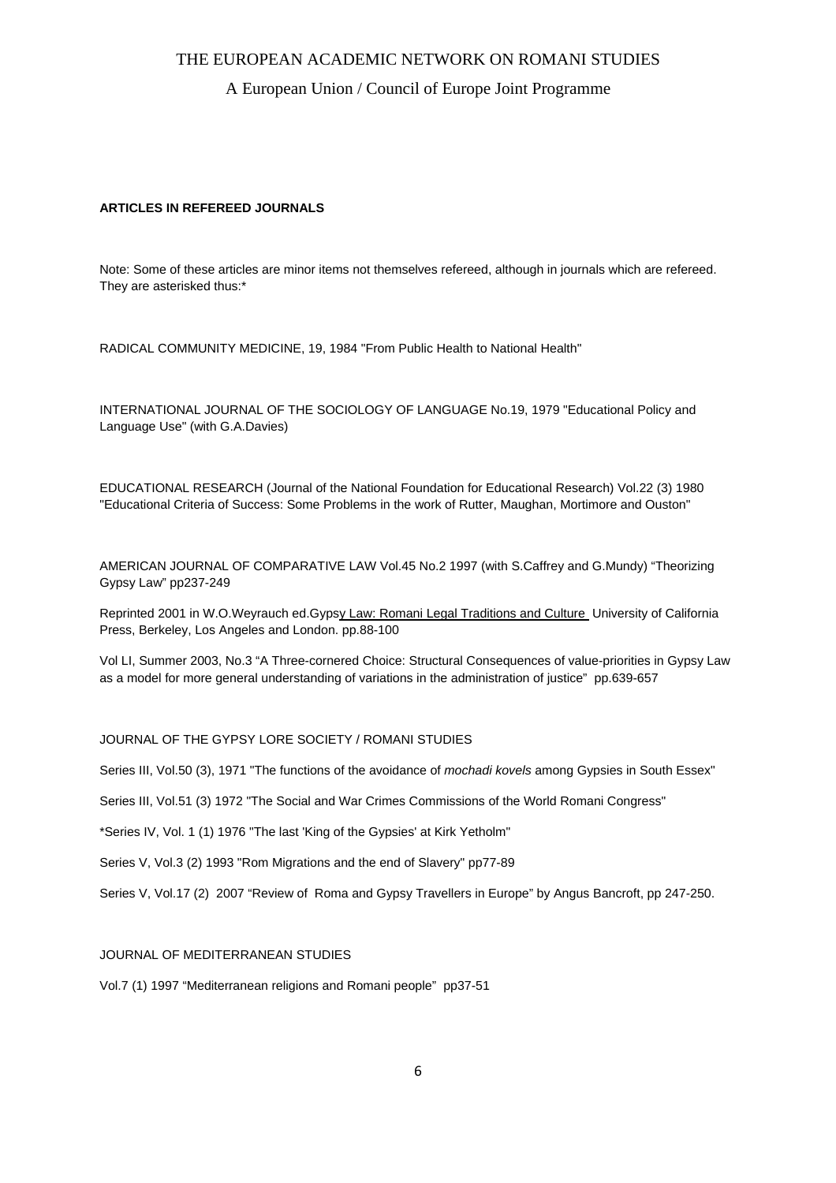**ARTICLES IN REFEREED JOURNALS**

Note: Some of these articles are minor items not themselves refereed, although in journals which are refereed. They are asterisked thus:*

RADICAL COMMUNITY MEDICINE, 19, 1984 "From Public Health to National Health"

INTERNATIONAL JOURNAL OF THE SOCIOLOGY OF LANGUAGE No.19, 1979 "Educational Policy and Language Use" (with G.A.Davies)

EDUCATIONAL RESEARCH (Journal of the National Foundation for Educational Research) Vol.22 (3) 1980 "Educational Criteria of Success: Some Problems in the work of Rutter, Maughan, Mortimore and Ouston"

AMERICAN JOURNAL OF COMPARATIVE LAW Vol.45 No.2 1997 (with S.Caffrey and G.Mundy) "Theorizing Gypsy Law" pp237-249

Reprinted 2001 in W.O.Weyrauch ed.Gypsy Law: Romani Legal Traditions and Culture University of California Press, Berkeley, Los Angeles and London. pp.88-100

Vol LI, Summer 2003, No.3 "A Three-cornered Choice: Structural Consequences of value-priorities in Gypsy Law as a model for more general understanding of variations in the administration of justice" pp.639-657

JOURNAL OF THE GYPSY LORE SOCIETY / ROMANI STUDIES

Series III, Vol.50 (3), 1971 "The functions of the avoidance of *mochadi kovels* among Gypsies in South Essex"

Series III, Vol.51 (3) 1972 "The Social and War Crimes Commissions of the World Romani Congress"

*Series IV, Vol. 1 (1) 1976 "The last 'King of the Gypsies' at Kirk Yetholm"

Series V, Vol.3 (2) 1993 "Rom Migrations and the end of Slavery" pp77-89

Series V, Vol.17 (2) 2007 "Review of Roma and Gypsy Travellers in Europe" by Angus Bancroft, pp 247-250.

JOURNAL OF MEDITERRANEAN STUDIES

Vol.7 (1) 1997 "Mediterranean religions and Romani people" pp37-51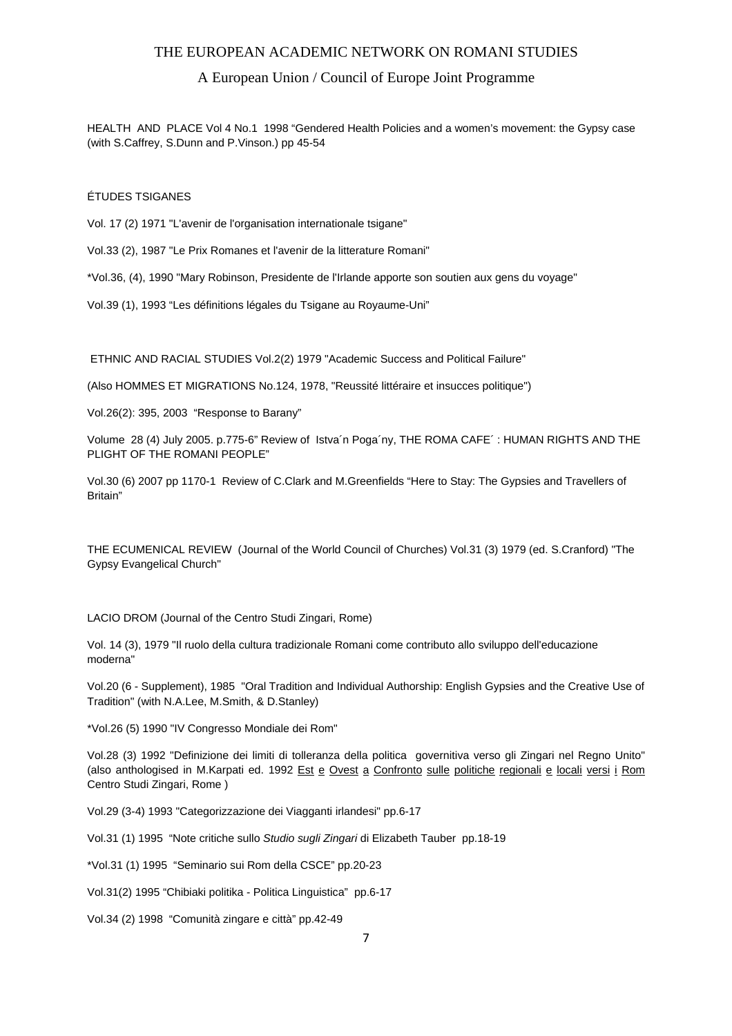HEALTH AND PLACE Vol 4 No.1 1998 "Gendered Health Policies and a women's movement: the Gypsy case (with S.Caffrey, S.Dunn and P.Vinson.) pp 45-54

ÉTUDES TSIGANES

Vol. 17 (2) 1971 "L'avenir de l'organisation internationale tsigane"

Vol.33 (2), 1987 "Le Prix Romanes et l'avenir de la litterature Romani"

*Vol.36, (4), 1990 "Mary Robinson, Presidente de l'Irlande apporte son soutien aux gens du voyage"

Vol.39 (1), 1993 "Les définitions légales du Tsigane au Royaume-Uni"

ETHNIC AND RACIAL STUDIES Vol.2(2) 1979 "Academic Success and Political Failure"

(Also HOMMES ET MIGRATIONS No.124, 1978, "Reussité littéraire et insucces politique")

Vol.26(2): 395, 2003 "Response to Barany"

Volume 28 (4) July 2005. p.775-6" Review of Istva´n Poga´ny, THE ROMA CAFE´ : HUMAN RIGHTS AND THE PLIGHT OF THE ROMANI PEOPLE"

Vol.30 (6) 2007 pp 1170-1 Review of C.Clark and M.Greenfields "Here to Stay: The Gypsies and Travellers of Britain"

THE ECUMENICAL REVIEW (Journal of the World Council of Churches) Vol.31 (3) 1979 (ed. S.Cranford) "The Gypsy Evangelical Church"

LACIO DROM (Journal of the Centro Studi Zingari, Rome)

Vol. 14 (3), 1979 "Il ruolo della cultura tradizionale Romani come contributo allo sviluppo dell'educazione moderna"

Vol.20 (6 - Supplement), 1985 "Oral Tradition and Individual Authorship: English Gypsies and the Creative Use of Tradition" (with N.A.Lee, M.Smith, & D.Stanley)

*Vol.26 (5) 1990 "IV Congresso Mondiale dei Rom"

Vol.28 (3) 1992 "Definizione dei limiti di tolleranza della politica governitiva verso gli Zingari nel Regno Unito" (also anthologised in M.Karpati ed. 1992 Est e Ovest a Confronto sulle politiche regionali e locali versi i Rom Centro Studi Zingari, Rome )

Vol.29 (3-4) 1993 "Categorizzazione dei Viagganti irlandesi" pp.6-17

Vol.31 (1) 1995 "Note critiche sullo *Studio sugli Zingari* di Elizabeth Tauber pp.18-19

*Vol.31 (1) 1995 "Seminario sui Rom della CSCE" pp.20-23

Vol.31(2) 1995 "Chibiaki politika - Politica Linguistica" pp.6-17

Vol.34 (2) 1998 "Comunità zingare e città" pp.42-49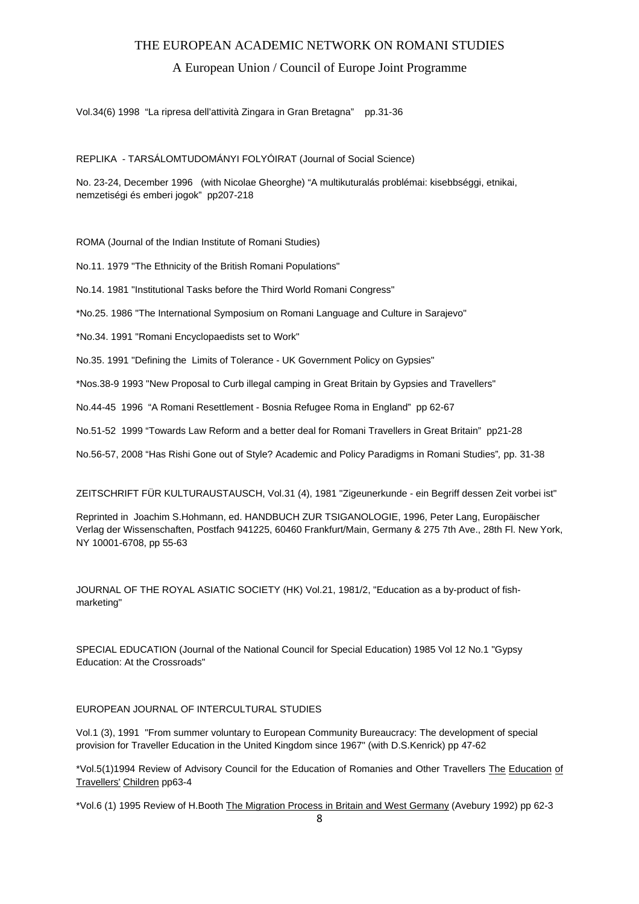Vol.34(6) 1998 "La ripresa dell'attività Zingara in Gran Bretagna" pp.31-36

REPLIKA - TARSÁLOMTUDOMÁNYI FOLYÓIRAT (Journal of Social Science)

No. 23-24, December 1996 (with Nicolae Gheorghe) "A multikuturalás problémai: kisebbséggi, etnikai, nemzetiségi és emberi jogok" pp207-218

ROMA (Journal of the Indian Institute of Romani Studies)

No.11. 1979 "The Ethnicity of the British Romani Populations"

No.14. 1981 "Institutional Tasks before the Third World Romani Congress"

*No.25. 1986 "The International Symposium on Romani Language and Culture in Sarajevo"

*No.34. 1991 "Romani Encyclopaedists set to Work"

No.35. 1991 "Defining the Limits of Tolerance - UK Government Policy on Gypsies"

*Nos.38-9 1993 "New Proposal to Curb illegal camping in Great Britain by Gypsies and Travellers"

No.44-45 1996 "A Romani Resettlement - Bosnia Refugee Roma in England" pp 62-67

No.51-52 1999 "Towards Law Reform and a better deal for Romani Travellers in Great Britain" pp21-28

No.56-57, 2008 "Has Rishi Gone out of Style? Academic and Policy Paradigms in Romani Studies", pp. 31-38

ZEITSCHRIFT FÜR KULTURAUSTAUSCH, Vol.31 (4), 1981 "Zigeunerkunde - ein Begriff dessen Zeit vorbei ist"

Reprinted in Joachim S.Hohmann, ed. HANDBUCH ZUR TSIGANOLOGIE, 1996, Peter Lang, Europäischer Verlag der Wissenschaften, Postfach 941225, 60460 Frankfurt/Main, Germany & 275 7th Ave., 28th Fl. New York, NY 10001-6708, pp 55-63

JOURNAL OF THE ROYAL ASIATIC SOCIETY (HK) Vol.21, 1981/2, "Education as a by-product of fish-marketing"

SPECIAL EDUCATION (Journal of the National Council for Special Education) 1985 Vol 12 No.1 "Gypsy Education: At the Crossroads"

EUROPEAN JOURNAL OF INTERCULTURAL STUDIES

Vol.1 (3), 1991 "From summer voluntary to European Community Bureaucracy: The development of special provision for Traveller Education in the United Kingdom since 1967" (with D.S.Kenrick) pp 47-62

*Vol.5(1)1994 Review of Advisory Council for the Education of Romanies and Other Travellers The Education of Travellers' Children pp63-4

*Vol.6 (1) 1995 Review of H.Booth The Migration Process in Britain and West Germany (Avebury 1992) pp 62-3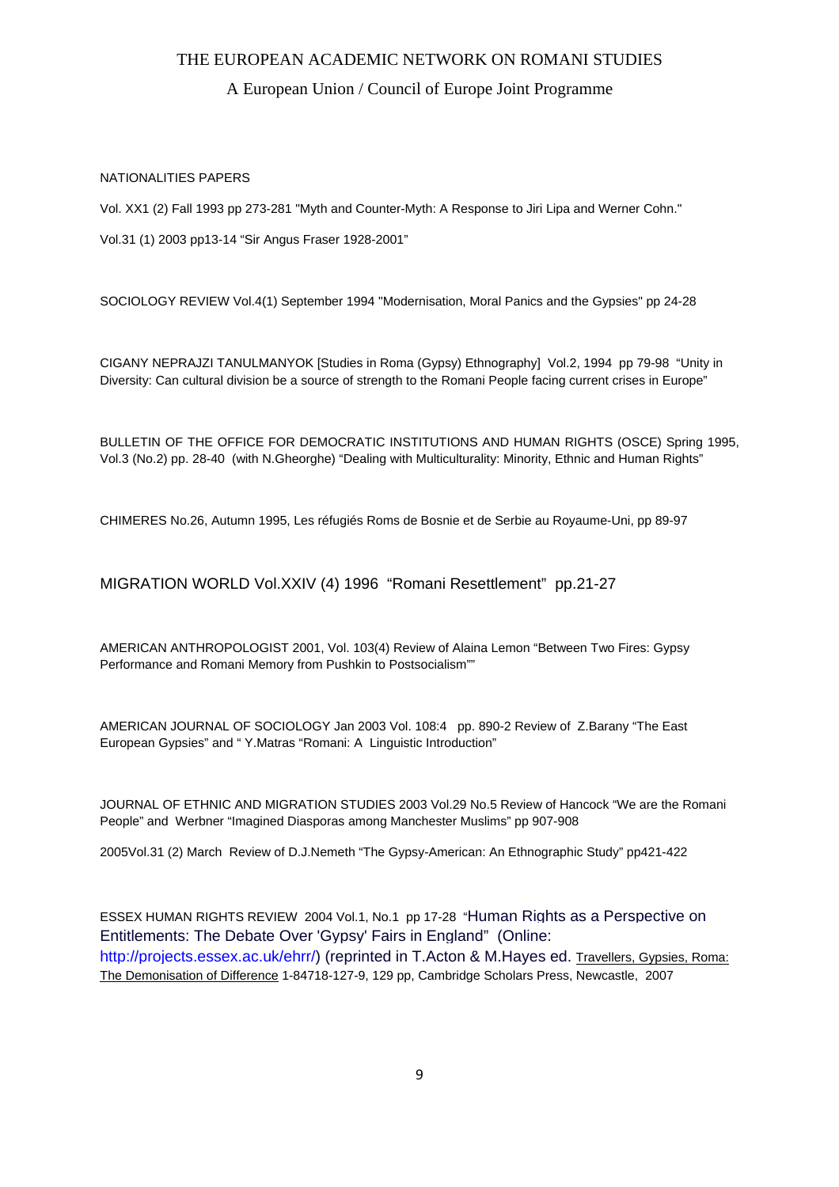THE EUROPEAN ACADEMIC NETWORK ON ROMANI STUDIES

A European Union / Council of Europe Joint Programme

NATIONALITIES PAPERS

Vol. XX1 (2) Fall 1993 pp 273-281 "Myth and Counter-Myth: A Response to Jiri Lipa and Werner Cohn."

Vol.31 (1) 2003 pp13-14 "Sir Angus Fraser 1928-2001"

SOCIOLOGY REVIEW Vol.4(1) September 1994 "Modernisation, Moral Panics and the Gypsies" pp 24-28

CIGANY NEPRAJZI TANULMANYOK [Studies in Roma (Gypsy) Ethnography] Vol.2, 1994 pp 79-98 "Unity in Diversity: Can cultural division be a source of strength to the Romani People facing current crises in Europe"

BULLETIN OF THE OFFICE FOR DEMOCRATIC INSTITUTIONS AND HUMAN RIGHTS (OSCE) Spring 1995, Vol.3 (No.2) pp. 28-40 (with N.Gheorghe) "Dealing with Multiculturality: Minority, Ethnic and Human Rights"

CHIMERES No.26, Autumn 1995, Les réfugiés Roms de Bosnie et de Serbie au Royaume-Uni, pp 89-97

MIGRATION WORLD Vol.XXIV (4) 1996 "Romani Resettlement" pp.21-27

AMERICAN ANTHROPOLOGIST 2001, Vol. 103(4) Review of Alaina Lemon "Between Two Fires: Gypsy Performance and Romani Memory from Pushkin to Postsocialism""

AMERICAN JOURNAL OF SOCIOLOGY Jan 2003 Vol. 108:4 pp. 890-2 Review of Z.Barany "The East European Gypsies" and " Y.Matras "Romani: A Linguistic Introduction"

JOURNAL OF ETHNIC AND MIGRATION STUDIES 2003 Vol.29 No.5 Review of Hancock "We are the Romani People" and Werbner "Imagined Diasporas among Manchester Muslims" pp 907-908

2005Vol.31 (2) March Review of D.J.Nemeth "The Gypsy-American: An Ethnographic Study" pp421-422

ESSEX HUMAN RIGHTS REVIEW 2004 Vol.1, No.1 pp 17-28 "Human Rights as a Perspective on Entitlements: The Debate Over 'Gypsy' Fairs in England" (Online: http://projects.essex.ac.uk/ehrr/) (reprinted in T.Acton & M.Hayes ed. Travellers, Gypsies, Roma: The Demonisation of Difference 1-84718-127-9, 129 pp, Cambridge Scholars Press, Newcastle, 2007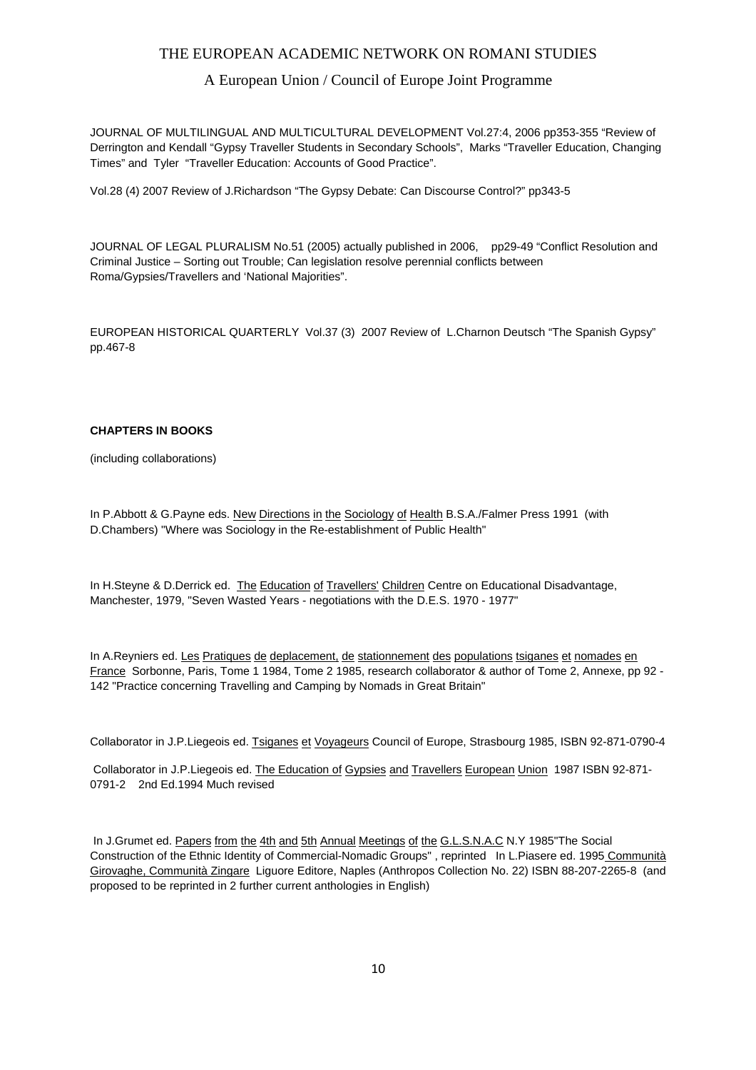JOURNAL OF MULTILINGUAL AND MULTICULTURAL DEVELOPMENT Vol.27:4, 2006 pp353-355 "Review of Derrington and Kendall "Gypsy Traveller Students in Secondary Schools", Marks "Traveller Education, Changing Times" and Tyler "Traveller Education: Accounts of Good Practice".

Vol.28 (4) 2007 Review of J.Richardson "The Gypsy Debate: Can Discourse Control?" pp343-5

JOURNAL OF LEGAL PLURALISM No.51 (2005) actually published in 2006, pp29-49 "Conflict Resolution and Criminal Justice – Sorting out Trouble; Can legislation resolve perennial conflicts between Roma/Gypsies/Travellers and 'National Majorities".

EUROPEAN HISTORICAL QUARTERLY Vol.37 (3) 2007 Review of L.Charnon Deutsch "The Spanish Gypsy" pp.467-8

**CHAPTERS IN BOOKS**

(including collaborations)

In P.Abbott & G.Payne eds. New Directions in the Sociology of Health B.S.A./Falmer Press 1991 (with D.Chambers) "Where was Sociology in the Re-establishment of Public Health"

In H.Steyne & D.Derrick ed. The Education of Travellers' Children Centre on Educational Disadvantage, Manchester, 1979, "Seven Wasted Years - negotiations with the D.E.S. 1970 - 1977"

In A.Reyniers ed. Les Pratiques de deplacement, de stationnement des populations tsiganes et nomades en France Sorbonne, Paris, Tome 1 1984, Tome 2 1985, research collaborator & author of Tome 2, Annexe, pp 92 - 142 "Practice concerning Travelling and Camping by Nomads in Great Britain"

Collaborator in J.P.Liegeois ed. Tsiganes et Voyageurs Council of Europe, Strasbourg 1985, ISBN 92-871-0790-4

Collaborator in J.P.Liegeois ed. The Education of Gypsies and Travellers European Union 1987 ISBN 92-871-0791-2 2nd Ed.1994 Much revised

In J.Grumet ed. Papers from the 4th and 5th Annual Meetings of the G.L.S.N.A.C N.Y 1985"The Social Construction of the Ethnic Identity of Commercial-Nomadic Groups" , reprinted In L.Piasere ed. 1995 Communità Girovaghe, Communità Zingare Liguore Editore, Naples (Anthropos Collection No. 22) ISBN 88-207-2265-8 (and proposed to be reprinted in 2 further current anthologies in English)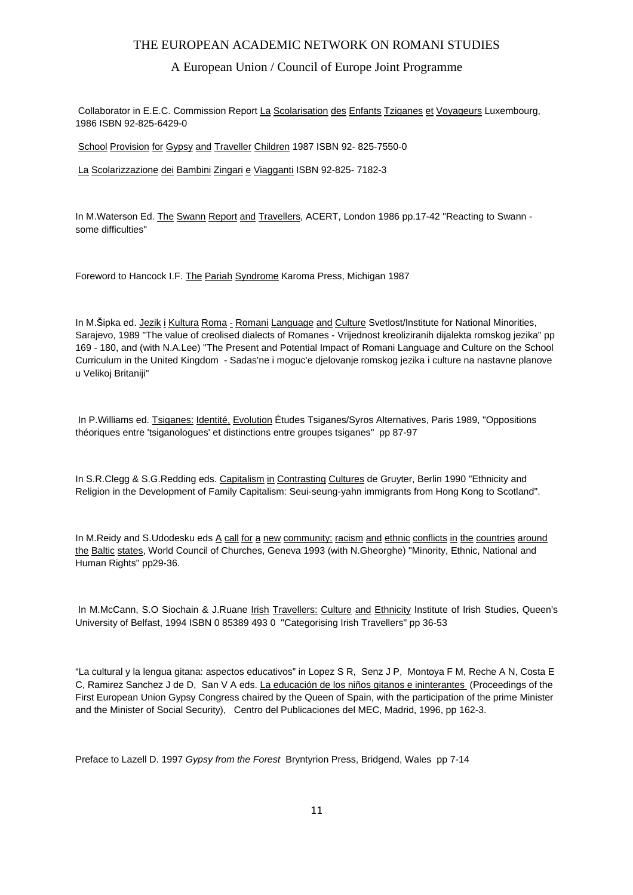Collaborator in E.E.C. Commission Report La Scolarisation des Enfants Tziganes et Voyageurs Luxembourg, 1986 ISBN 92-825-6429-0

School Provision for Gypsy and Traveller Children 1987 ISBN 92- 825-7550-0

La Scolarizzazione dei Bambini Zingari e Viagganti ISBN 92-825- 7182-3

In M.Waterson Ed. The Swann Report and Travellers, ACERT, London 1986 pp.17-42 "Reacting to Swann - some difficulties"

Foreword to Hancock I.F. The Pariah Syndrome Karoma Press, Michigan 1987

In M.Šipka ed. Jezik i Kultura Roma - Romani Language and Culture Svetlost/Institute for National Minorities, Sarajevo, 1989 "The value of creolised dialects of Romanes - Vrijednost kreoliziranih dijalekta romskog jezika" pp 169 - 180, and (with N.A.Lee) "The Present and Potential Impact of Romani Language and Culture on the School Curriculum in the United Kingdom - Sadas'ne i moguc'e djelovanje romskog jezika i culture na nastavne planove u Velikoj Britaniji"

In P.Williams ed. Tsiganes: Identité, Evolution Études Tsiganes/Syros Alternatives, Paris 1989, "Oppositions théoriques entre 'tsiganologues' et distinctions entre groupes tsiganes" pp 87-97

In S.R.Clegg & S.G.Redding eds. Capitalism in Contrasting Cultures de Gruyter, Berlin 1990 "Ethnicity and Religion in the Development of Family Capitalism: Seui-seung-yahn immigrants from Hong Kong to Scotland".

In M.Reidy and S.Udodesku eds A call for a new community: racism and ethnic conflicts in the countries around the Baltic states, World Council of Churches, Geneva 1993 (with N.Gheorghe) "Minority, Ethnic, National and Human Rights" pp29-36.

In M.McCann, S.O Siochain & J.Ruane Irish Travellers: Culture and Ethnicity Institute of Irish Studies, Queen's University of Belfast, 1994 ISBN 0 85389 493 0 "Categorising Irish Travellers" pp 36-53

“La cultural y la lengua gitana: aspectos educativos” in Lopez S R, Senz J P, Montoya F M, Reche A N, Costa E C, Ramirez Sanchez J de D, San V A eds. La educación de los niños gitanos e ininterantes (Proceedings of the First European Union Gypsy Congress chaired by the Queen of Spain, with the participation of the prime Minister and the Minister of Social Security), Centro del Publicaciones del MEC, Madrid, 1996, pp 162-3.

Preface to Lazell D. 1997 *Gypsy from the Forest* Bryntyrion Press, Bridgend, Wales pp 7-14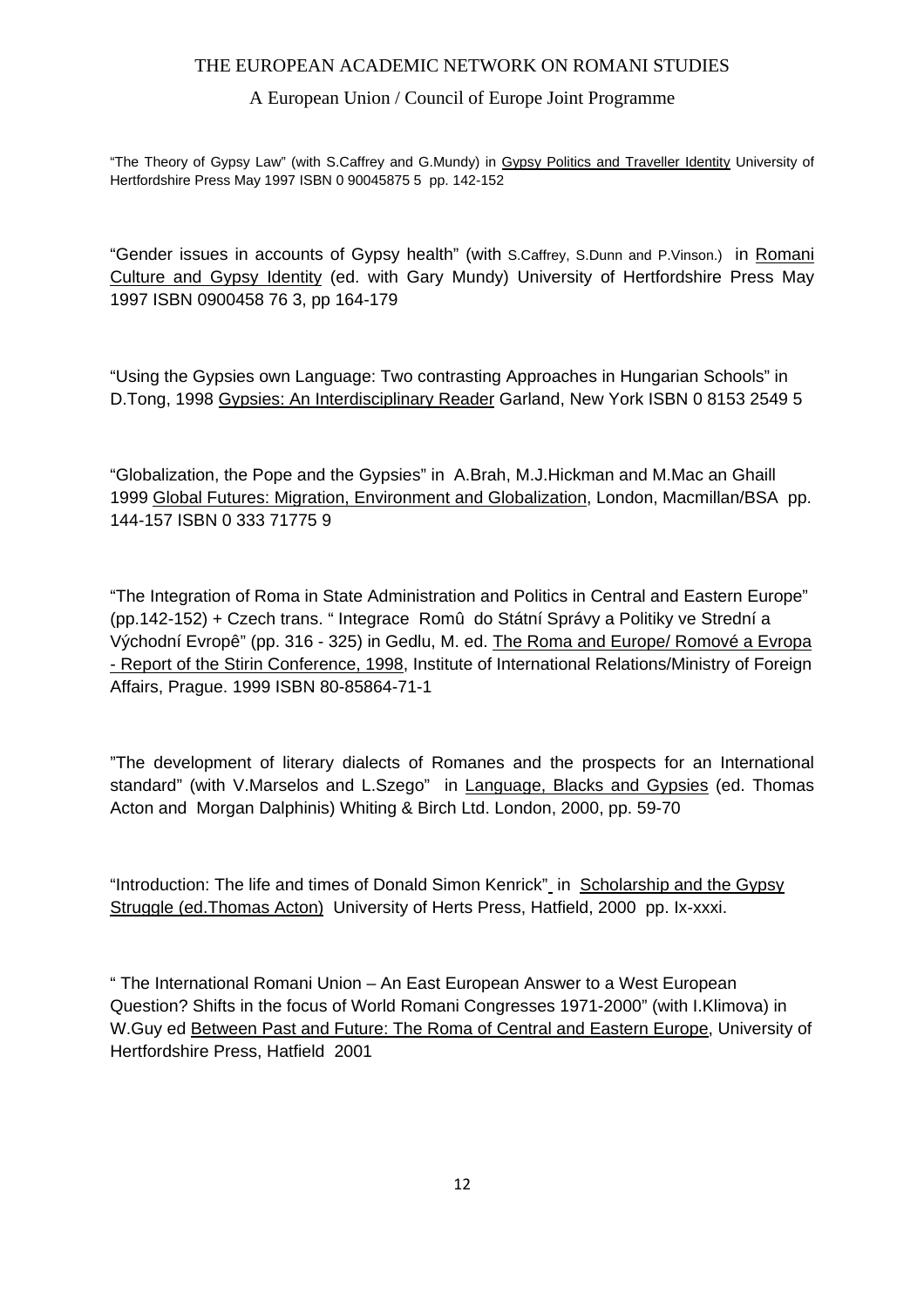"The Theory of Gypsy Law" (with S.Caffrey and G.Mundy) in Gypsy Politics and Traveller Identity University of Hertfordshire Press May 1997 ISBN 0 90045875 5 pp. 142-152

"Gender issues in accounts of Gypsy health" (with S.Caffrey, S.Dunn and P.Vinson.) in Romani Culture and Gypsy Identity (ed. with Gary Mundy) University of Hertfordshire Press May 1997 ISBN 0900458 76 3, pp 164-179

"Using the Gypsies own Language: Two contrasting Approaches in Hungarian Schools" in D.Tong, 1998 Gypsies: An Interdisciplinary Reader Garland, New York ISBN 0 8153 2549 5

"Globalization, the Pope and the Gypsies" in A.Brah, M.J.Hickman and M.Mac an Ghaill 1999 Global Futures: Migration, Environment and Globalization, London, Macmillan/BSA pp. 144-157 ISBN 0 333 71775 9

"The Integration of Roma in State Administration and Politics in Central and Eastern Europe" (pp.142-152) + Czech trans. " Integrace Romû do Státní Správy a Politiky ve Strední a Východní Evropê" (pp. 316 - 325) in Gedlu, M. ed. The Roma and Europe/ Romové a Evropa - Report of the Stirin Conference, 1998, Institute of International Relations/Ministry of Foreign Affairs, Prague. 1999 ISBN 80-85864-71-1

"The development of literary dialects of Romanes and the prospects for an International standard" (with V.Marselos and L.Szego" in Language, Blacks and Gypsies (ed. Thomas Acton and Morgan Dalphinis) Whiting & Birch Ltd. London, 2000, pp. 59-70

"Introduction: The life and times of Donald Simon Kenrick" in Scholarship and the Gypsy Struggle (ed.Thomas Acton) University of Herts Press, Hatfield, 2000 pp. Ix-xxxi.

" The International Romani Union – An East European Answer to a West European Question? Shifts in the focus of World Romani Congresses 1971-2000" (with I.Klimova) in W.Guy ed Between Past and Future: The Roma of Central and Eastern Europe, University of Hertfordshire Press, Hatfield 2001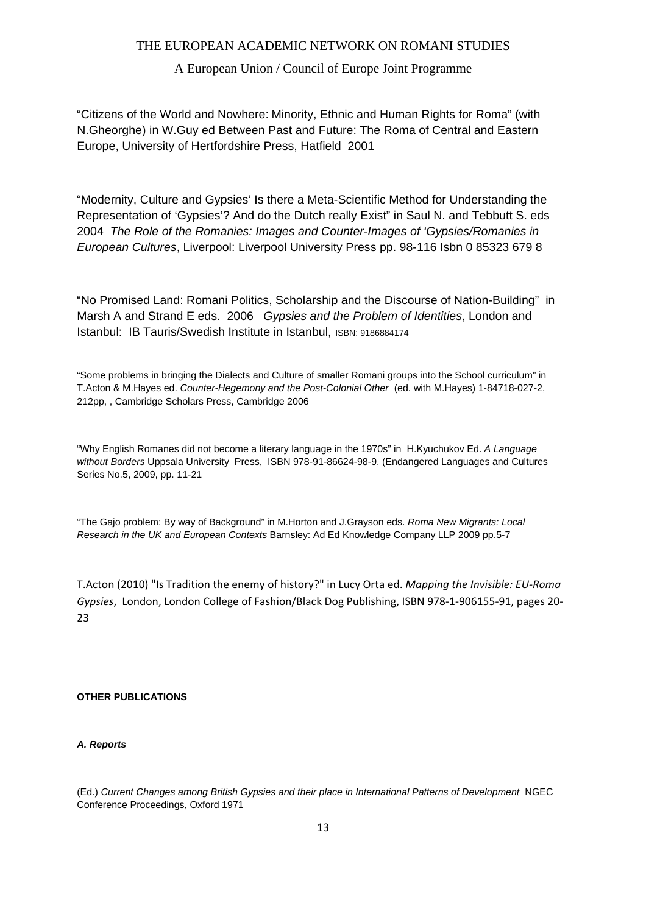"Citizens of the World and Nowhere: Minority, Ethnic and Human Rights for Roma" (with N.Gheorghe) in W.Guy ed Between Past and Future: The Roma of Central and Eastern Europe, University of Hertfordshire Press, Hatfield 2001

"Modernity, Culture and Gypsies' Is there a Meta-Scientific Method for Understanding the Representation of 'Gypsies'? And do the Dutch really Exist" in Saul N. and Tebbutt S. eds 2004 *The Role of the Romanies: Images and Counter-Images of 'Gypsies/Romanies in European Cultures*, Liverpool: Liverpool University Press pp. 98-116 Isbn 0 85323 679 8

"No Promised Land: Romani Politics, Scholarship and the Discourse of Nation-Building" in Marsh A and Strand E eds. 2006 *Gypsies and the Problem of Identities*, London and Istanbul: IB Tauris/Swedish Institute in Istanbul, ISBN: 9186884174

"Some problems in bringing the Dialects and Culture of smaller Romani groups into the School curriculum" in T.Acton & M.Hayes ed. *Counter-Hegemony and the Post-Colonial Other* (ed. with M.Hayes) 1-84718-027-2, 212pp, , Cambridge Scholars Press, Cambridge 2006

"Why English Romanes did not become a literary language in the 1970s" in H.Kyuchukov Ed. *A Language without Borders* Uppsala University Press, ISBN 978-91-86624-98-9, (Endangered Languages and Cultures Series No.5, 2009, pp. 11-21

"The Gajo problem: By way of Background" in M.Horton and J.Grayson eds. *Roma New Migrants: Local Research in the UK and European Contexts* Barnsley: Ad Ed Knowledge Company LLP 2009 pp.5-7

T.Acton (2010) "Is Tradition the enemy of history?" in Lucy Orta ed. *Mapping the Invisible: EU-Roma Gypsies*, London, London College of Fashion/Black Dog Publishing, ISBN 978-1-906155-91, pages 20-23

**OTHER PUBLICATIONS**

***A. Reports***

(Ed.) *Current Changes among British Gypsies and their place in International Patterns of Development* NGEC Conference Proceedings, Oxford 1971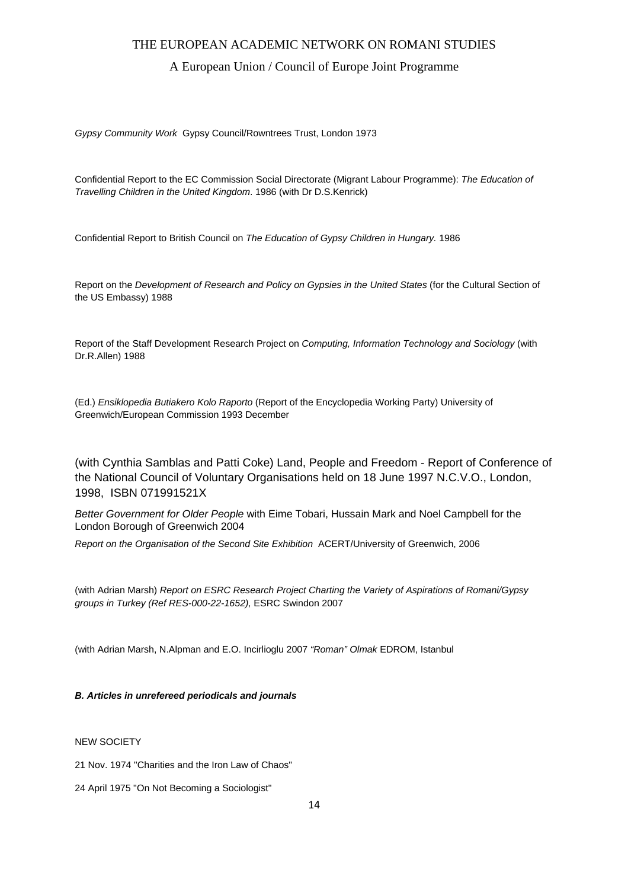*Gypsy Community Work* Gypsy Council/Rowntrees Trust, London 1973

Confidential Report to the EC Commission Social Directorate (Migrant Labour Programme): *The Education of Travelling Children in the United Kingdom*. 1986 (with Dr D.S.Kenrick)

Confidential Report to British Council on *The Education of Gypsy Children in Hungary.* 1986

Report on the *Development of Research and Policy on Gypsies in the United States* (for the Cultural Section of the US Embassy) 1988

Report of the Staff Development Research Project on *Computing, Information Technology and Sociology* (with Dr.R.Allen) 1988

(Ed.) *Ensiklopedia Butiakero Kolo Raporto* (Report of the Encyclopedia Working Party) University of Greenwich/European Commission 1993 December

(with Cynthia Samblas and Patti Coke) Land, People and Freedom - Report of Conference of the National Council of Voluntary Organisations held on 18 June 1997 N.C.V.O., London, 1998, ISBN 071991521X

*Better Government for Older People* with Eime Tobari, Hussain Mark and Noel Campbell for the London Borough of Greenwich 2004

*Report on the Organisation of the Second Site Exhibition* ACERT/University of Greenwich, 2006

(with Adrian Marsh) *Report on ESRC Research Project Charting the Variety of Aspirations of Romani/Gypsy groups in Turkey (Ref RES-000-22-1652),* ESRC Swindon 2007

(with Adrian Marsh, N.Alpman and E.O. Incirlioglu 2007 *"Roman" Olmak* EDROM, Istanbul

***B. Articles in unrefereed periodicals and journals***

NEW SOCIETY

21 Nov. 1974 "Charities and the Iron Law of Chaos"

24 April 1975 "On Not Becoming a Sociologist"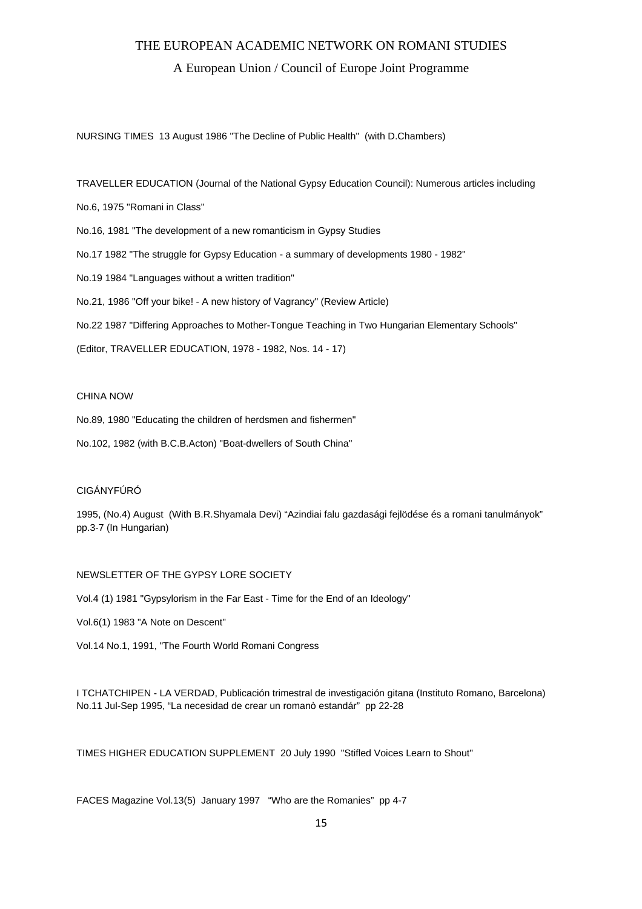NURSING TIMES 13 August 1986 "The Decline of Public Health" (with D.Chambers)

TRAVELLER EDUCATION (Journal of the National Gypsy Education Council): Numerous articles including

No.6, 1975 "Romani in Class"

No.16, 1981 "The development of a new romanticism in Gypsy Studies

No.17 1982 "The struggle for Gypsy Education - a summary of developments 1980 - 1982"

No.19 1984 "Languages without a written tradition"

No.21, 1986 "Off your bike! - A new history of Vagrancy" (Review Article)

No.22 1987 "Differing Approaches to Mother-Tongue Teaching in Two Hungarian Elementary Schools"

(Editor, TRAVELLER EDUCATION, 1978 - 1982, Nos. 14 - 17)

CHINA NOW

No.89, 1980 "Educating the children of herdsmen and fishermen"

No.102, 1982 (with B.C.B.Acton) "Boat-dwellers of South China"

CIGÁNYFÚRÓ

1995, (No.4) August (With B.R.Shyamala Devi) "Azindiai falu gazdasági fejlödése és a romani tanulmányok" pp.3-7 (In Hungarian)

NEWSLETTER OF THE GYPSY LORE SOCIETY

Vol.4 (1) 1981 "Gypsylorism in the Far East - Time for the End of an Ideology"

Vol.6(1) 1983 "A Note on Descent"

Vol.14 No.1, 1991, "The Fourth World Romani Congress

I TCHATCHIPEN - LA VERDAD, Publicación trimestral de investigación gitana (Instituto Romano, Barcelona) No.11 Jul-Sep 1995, "La necesidad de crear un romanò estandár" pp 22-28

TIMES HIGHER EDUCATION SUPPLEMENT 20 July 1990 "Stifled Voices Learn to Shout"

FACES Magazine Vol.13(5) January 1997 "Who are the Romanies" pp 4-7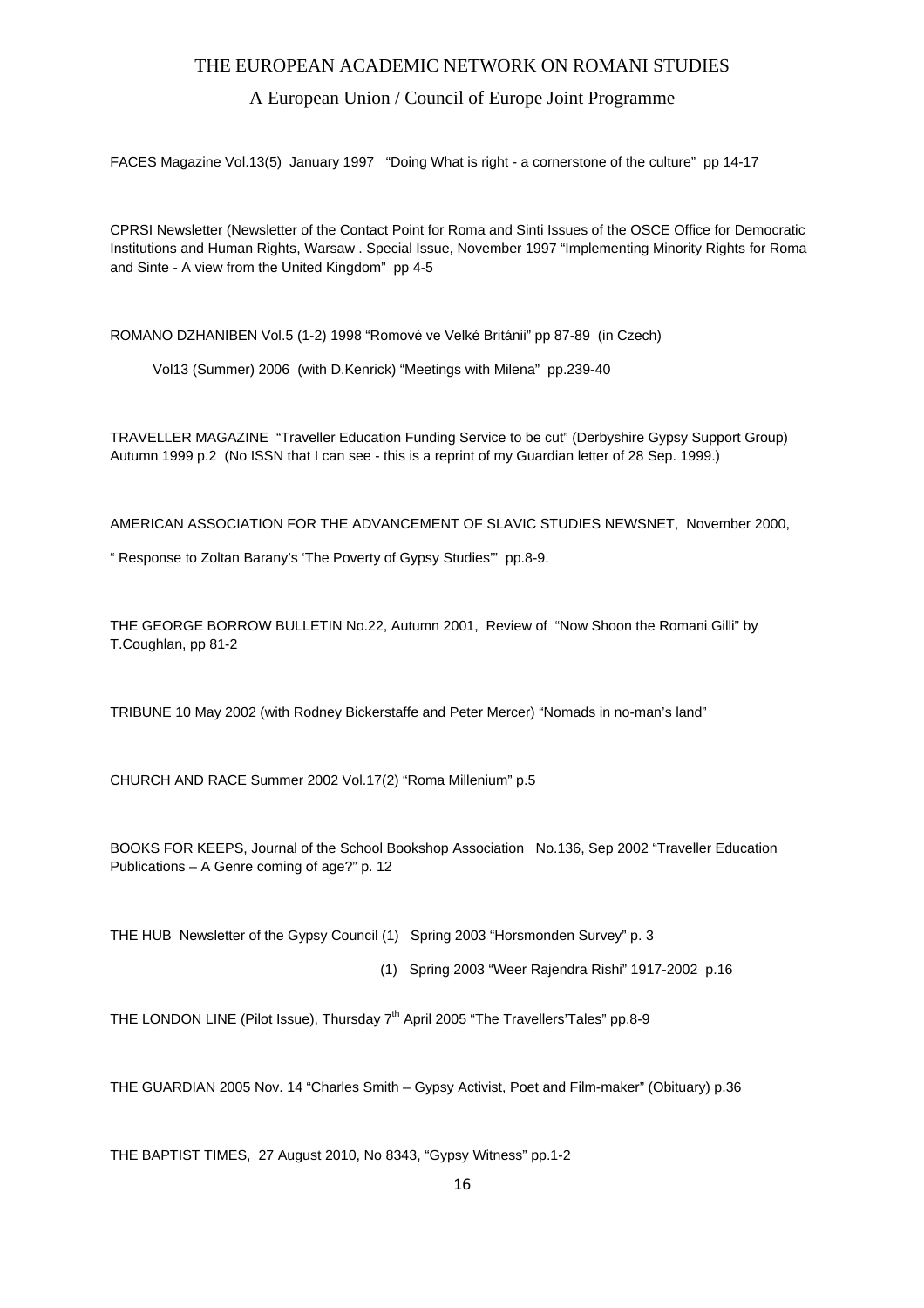FACES Magazine Vol.13(5) January 1997 "Doing What is right - a cornerstone of the culture" pp 14-17

CPRSI Newsletter (Newsletter of the Contact Point for Roma and Sinti Issues of the OSCE Office for Democratic Institutions and Human Rights, Warsaw . Special Issue, November 1997 "Implementing Minority Rights for Roma and Sinte - A view from the United Kingdom" pp 4-5

ROMANO DZHANIBEN Vol.5 (1-2) 1998 "Romové ve Velké Británii" pp 87-89 (in Czech)

Vol13 (Summer) 2006 (with D.Kenrick) "Meetings with Milena" pp.239-40

TRAVELLER MAGAZINE "Traveller Education Funding Service to be cut" (Derbyshire Gypsy Support Group) Autumn 1999 p.2 (No ISSN that I can see - this is a reprint of my Guardian letter of 28 Sep. 1999.)

AMERICAN ASSOCIATION FOR THE ADVANCEMENT OF SLAVIC STUDIES NEWSNET, November 2000,

" Response to Zoltan Barany's 'The Poverty of Gypsy Studies'" pp.8-9.

THE GEORGE BORROW BULLETIN No.22, Autumn 2001, Review of "Now Shoon the Romani Gilli" by T.Coughlan, pp 81-2

TRIBUNE 10 May 2002 (with Rodney Bickerstaffe and Peter Mercer) "Nomads in no-man's land"

CHURCH AND RACE Summer 2002 Vol.17(2) "Roma Millenium" p.5

BOOKS FOR KEEPS, Journal of the School Bookshop Association No.136, Sep 2002 "Traveller Education Publications – A Genre coming of age?" p. 12

THE HUB Newsletter of the Gypsy Council (1) Spring 2003 "Horsmonden Survey" p. 3

(1) Spring 2003 "Weer Rajendra Rishi" 1917-2002 p.16

THE LONDON LINE (Pilot Issue), Thursday 7th April 2005 "The Travellers'Tales" pp.8-9

THE GUARDIAN 2005 Nov. 14 "Charles Smith – Gypsy Activist, Poet and Film-maker" (Obituary) p.36

THE BAPTIST TIMES, 27 August 2010, No 8343, "Gypsy Witness" pp.1-2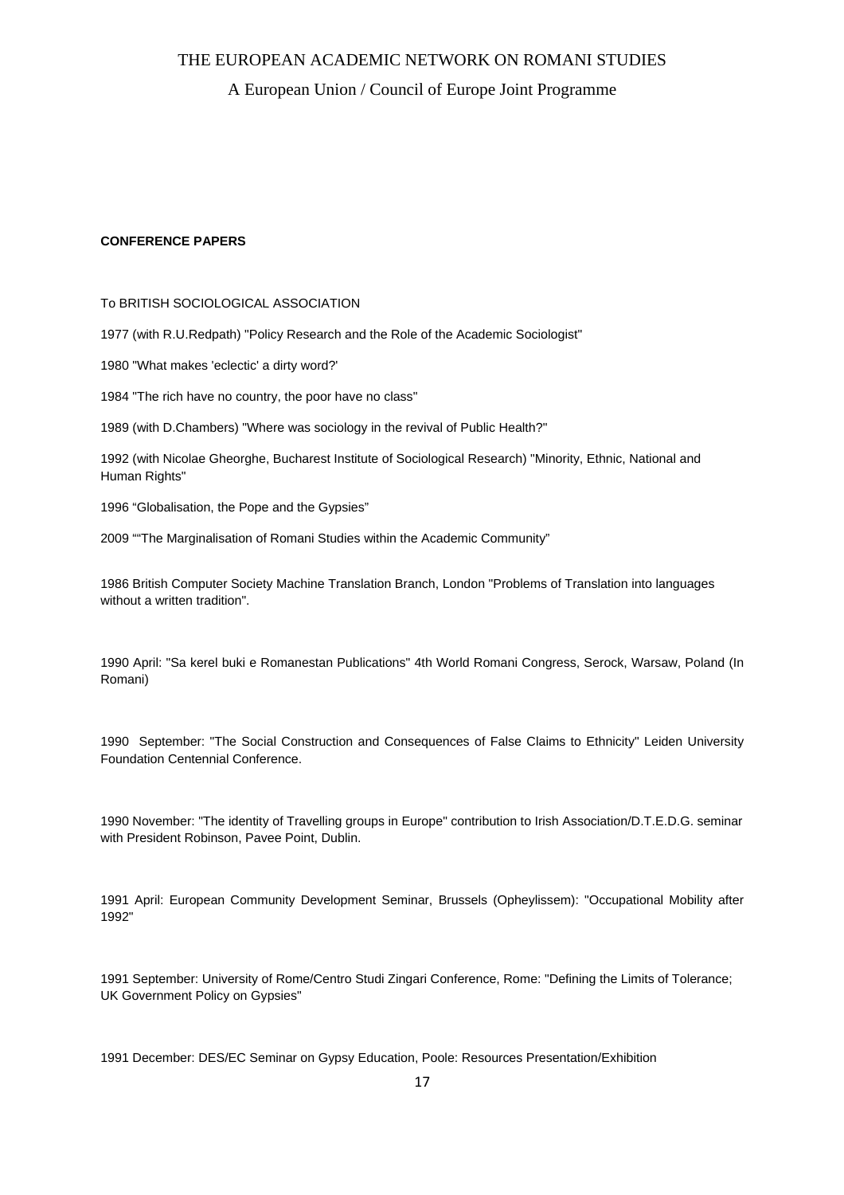**CONFERENCE PAPERS**

To BRITISH SOCIOLOGICAL ASSOCIATION

1977 (with R.U.Redpath) "Policy Research and the Role of the Academic Sociologist"

1980 "What makes 'eclectic' a dirty word?'

1984 "The rich have no country, the poor have no class"

1989 (with D.Chambers) "Where was sociology in the revival of Public Health?"

1992 (with Nicolae Gheorghe, Bucharest Institute of Sociological Research) "Minority, Ethnic, National and Human Rights"

1996 "Globalisation, the Pope and the Gypsies"

2009 ""The Marginalisation of Romani Studies within the Academic Community"

1986 British Computer Society Machine Translation Branch, London "Problems of Translation into languages without a written tradition".

1990 April: "Sa kerel buki e Romanestan Publications" 4th World Romani Congress, Serock, Warsaw, Poland (In Romani)

1990 September: "The Social Construction and Consequences of False Claims to Ethnicity" Leiden University Foundation Centennial Conference.

1990 November: "The identity of Travelling groups in Europe" contribution to Irish Association/D.T.E.D.G. seminar with President Robinson, Pavee Point, Dublin.

1991 April: European Community Development Seminar, Brussels (Opheylissem): "Occupational Mobility after 1992"

1991 September: University of Rome/Centro Studi Zingari Conference, Rome: "Defining the Limits of Tolerance; UK Government Policy on Gypsies"

1991 December: DES/EC Seminar on Gypsy Education, Poole: Resources Presentation/Exhibition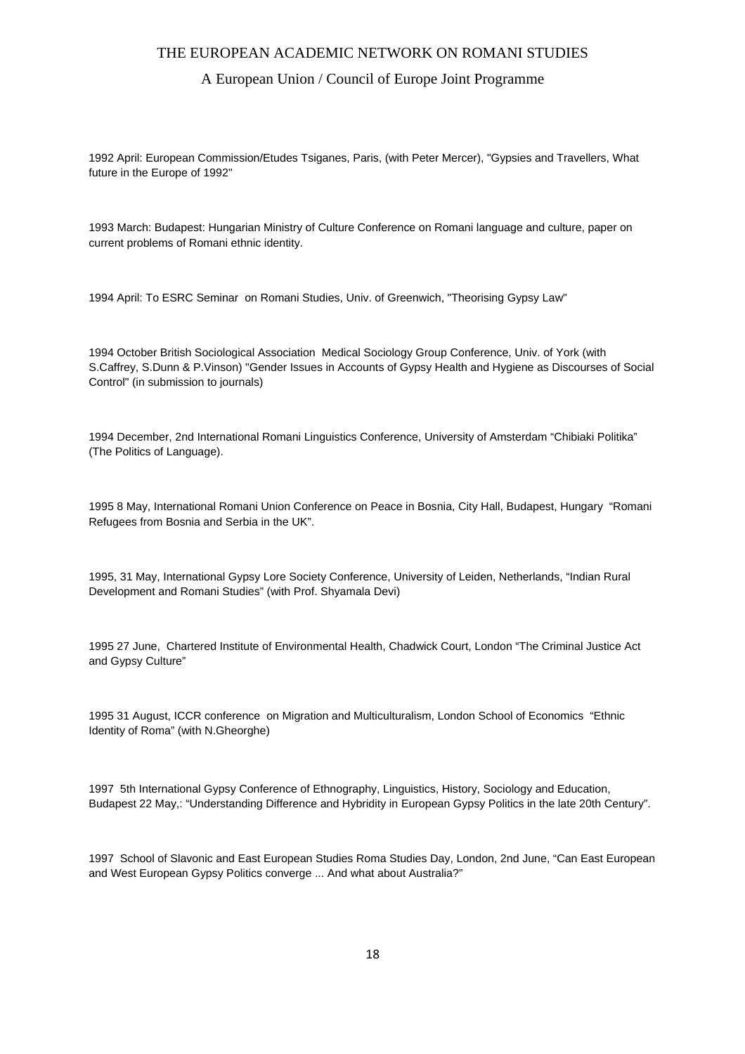1992 April: European Commission/Etudes Tsiganes, Paris, (with Peter Mercer), "Gypsies and Travellers, What future in the Europe of 1992"

1993 March: Budapest: Hungarian Ministry of Culture Conference on Romani language and culture, paper on current problems of Romani ethnic identity.

1994 April: To ESRC Seminar on Romani Studies, Univ. of Greenwich, "Theorising Gypsy Law"

1994 October British Sociological Association Medical Sociology Group Conference, Univ. of York (with S.Caffrey, S.Dunn & P.Vinson) "Gender Issues in Accounts of Gypsy Health and Hygiene as Discourses of Social Control" (in submission to journals)

1994 December, 2nd International Romani Linguistics Conference, University of Amsterdam "Chibiaki Politika" (The Politics of Language).

1995 8 May, International Romani Union Conference on Peace in Bosnia, City Hall, Budapest, Hungary "Romani Refugees from Bosnia and Serbia in the UK".

1995, 31 May, International Gypsy Lore Society Conference, University of Leiden, Netherlands, "Indian Rural Development and Romani Studies" (with Prof. Shyamala Devi)

1995 27 June, Chartered Institute of Environmental Health, Chadwick Court, London "The Criminal Justice Act and Gypsy Culture"

1995 31 August, ICCR conference on Migration and Multiculturalism, London School of Economics "Ethnic Identity of Roma" (with N.Gheorghe)

1997 5th International Gypsy Conference of Ethnography, Linguistics, History, Sociology and Education, Budapest 22 May,: "Understanding Difference and Hybridity in European Gypsy Politics in the late 20th Century".

1997 School of Slavonic and East European Studies Roma Studies Day, London, 2nd June, "Can East European and West European Gypsy Politics converge ... And what about Australia?"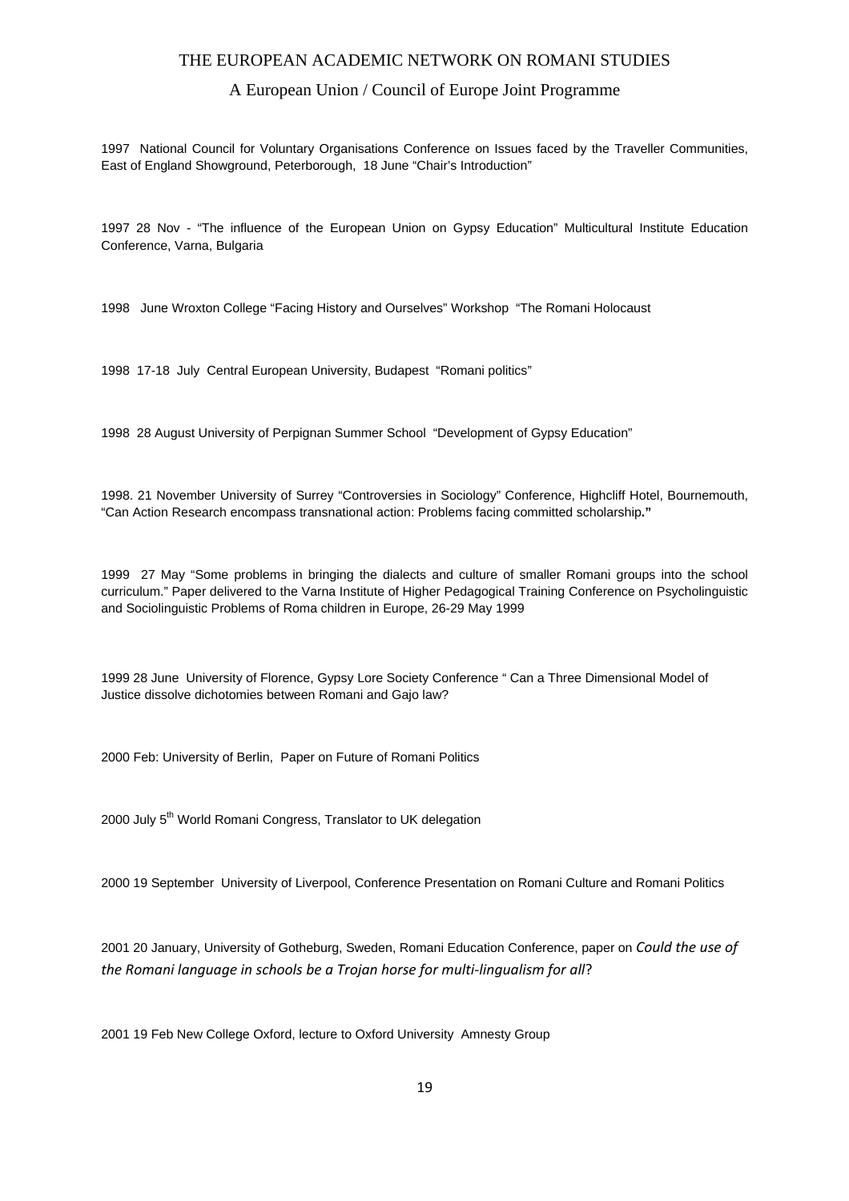1997 National Council for Voluntary Organisations Conference on Issues faced by the Traveller Communities, East of England Showground, Peterborough, 18 June "Chair's Introduction"

1997 28 Nov - "The influence of the European Union on Gypsy Education" Multicultural Institute Education Conference, Varna, Bulgaria

1998 June Wroxton College "Facing History and Ourselves" Workshop "The Romani Holocaust

1998 17-18 July Central European University, Budapest "Romani politics"

1998 28 August University of Perpignan Summer School "Development of Gypsy Education"

1998. 21 November University of Surrey "Controversies in Sociology" Conference, Highcliff Hotel, Bournemouth, "Can Action Research encompass transnational action: Problems facing committed scholarship**."**

1999 27 May "Some problems in bringing the dialects and culture of smaller Romani groups into the school curriculum." Paper delivered to the Varna Institute of Higher Pedagogical Training Conference on Psycholinguistic and Sociolinguistic Problems of Roma children in Europe, 26-29 May 1999

1999 28 June University of Florence, Gypsy Lore Society Conference " Can a Three Dimensional Model of Justice dissolve dichotomies between Romani and Gajo law?

2000 Feb: University of Berlin, Paper on Future of Romani Politics

2000 July 5th World Romani Congress, Translator to UK delegation

2000 19 September University of Liverpool, Conference Presentation on Romani Culture and Romani Politics

2001 20 January, University of Gotheburg, Sweden, Romani Education Conference, paper on *Could the use of the Romani language in schools be a Trojan horse for multi-lingualism for all*?

2001 19 Feb New College Oxford, lecture to Oxford University Amnesty Group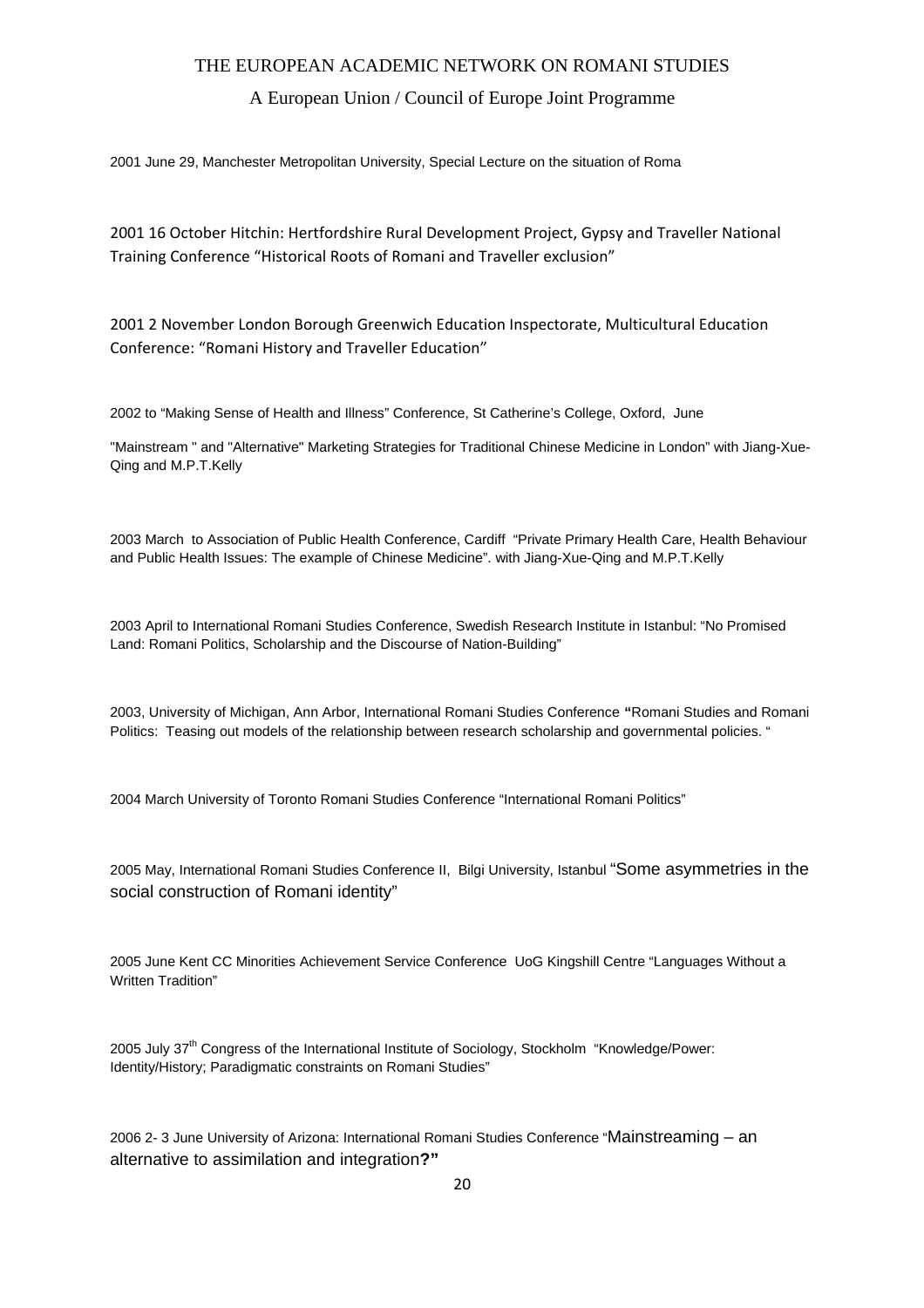2001 June 29, Manchester Metropolitan University, Special Lecture on the situation of Roma

2001 16 October Hitchin: Hertfordshire Rural Development Project, Gypsy and Traveller National Training Conference “Historical Roots of Romani and Traveller exclusion”

2001 2 November London Borough Greenwich Education Inspectorate, Multicultural Education Conference: “Romani History and Traveller Education”

2002 to “Making Sense of Health and Illness” Conference, St Catherine’s College, Oxford, June

"Mainstream " and "Alternative" Marketing Strategies for Traditional Chinese Medicine in London” with Jiang-Xue-Qing and M.P.T.Kelly

2003 March to Association of Public Health Conference, Cardiff “Private Primary Health Care, Health Behaviour and Public Health Issues: The example of Chinese Medicine”. with Jiang-Xue-Qing and M.P.T.Kelly

2003 April to International Romani Studies Conference, Swedish Research Institute in Istanbul: “No Promised Land: Romani Politics, Scholarship and the Discourse of Nation-Building”

2003, University of Michigan, Ann Arbor, International Romani Studies Conference **“**Romani Studies and Romani Politics: Teasing out models of the relationship between research scholarship and governmental policies. “

2004 March University of Toronto Romani Studies Conference “International Romani Politics”

2005 May, International Romani Studies Conference II, Bilgi University, Istanbul “Some asymmetries in the social construction of Romani identity”

2005 June Kent CC Minorities Achievement Service Conference UoG Kingshill Centre “Languages Without a Written Tradition”

2005 July 37th Congress of the International Institute of Sociology, Stockholm “Knowledge/Power: Identity/History; Paradigmatic constraints on Romani Studies”

2006 2- 3 June University of Arizona: International Romani Studies Conference “Mainstreaming – an alternative to assimilation and integration**?”**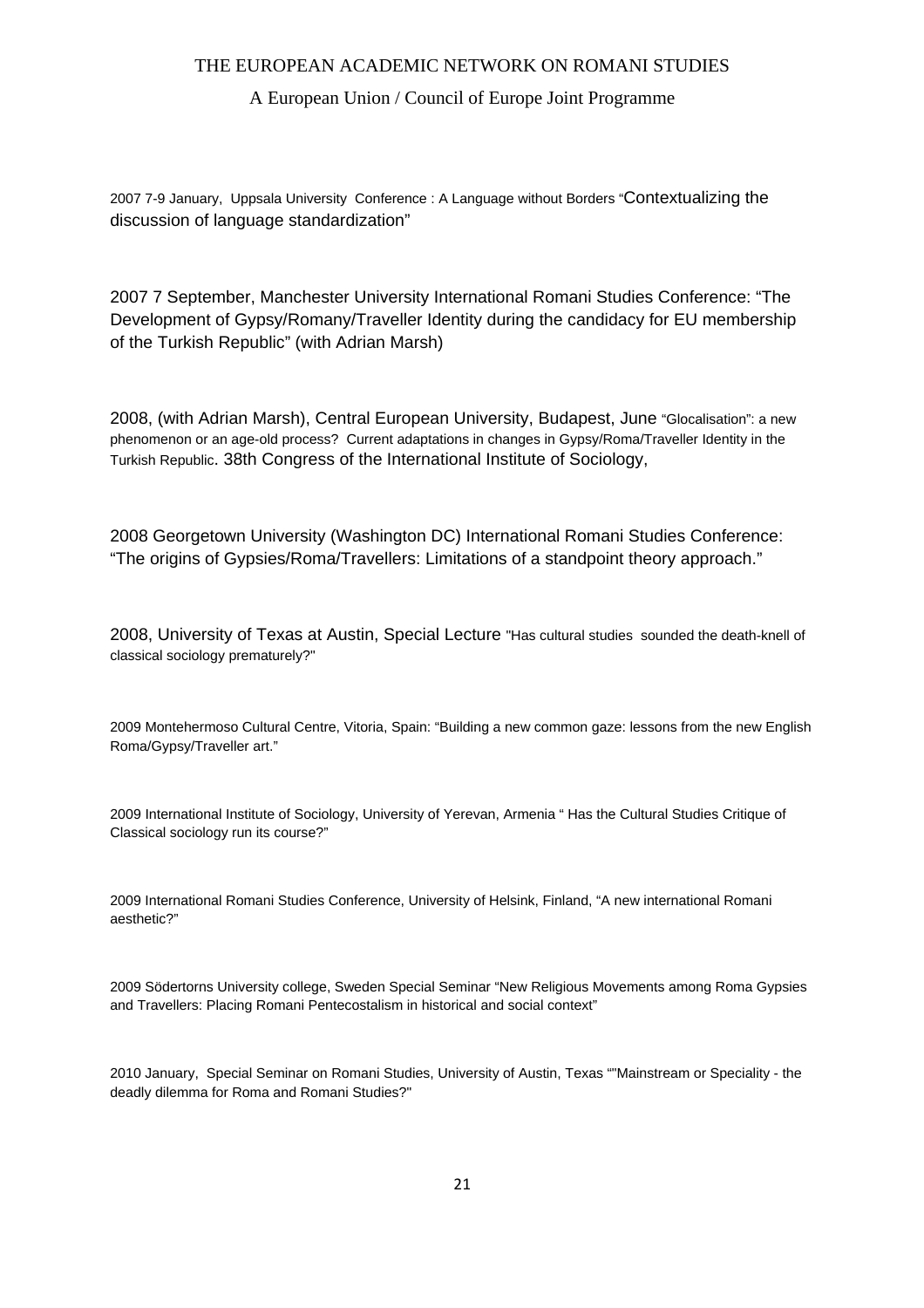2007 7-9 January, Uppsala University Conference : A Language without Borders "Contextualizing the discussion of language standardization"

2007 7 September, Manchester University International Romani Studies Conference: "The Development of Gypsy/Romany/Traveller Identity during the candidacy for EU membership of the Turkish Republic" (with Adrian Marsh)

2008, (with Adrian Marsh), Central European University, Budapest, June "Glocalisation": a new phenomenon or an age-old process? Current adaptations in changes in Gypsy/Roma/Traveller Identity in the Turkish Republic. 38th Congress of the International Institute of Sociology,

2008 Georgetown University (Washington DC) International Romani Studies Conference: "The origins of Gypsies/Roma/Travellers: Limitations of a standpoint theory approach."

2008, University of Texas at Austin, Special Lecture "Has cultural studies sounded the death-knell of classical sociology prematurely?"

2009 Montehermoso Cultural Centre, Vitoria, Spain: "Building a new common gaze: lessons from the new English Roma/Gypsy/Traveller art."

2009 International Institute of Sociology, University of Yerevan, Armenia " Has the Cultural Studies Critique of Classical sociology run its course?"

2009 International Romani Studies Conference, University of Helsink, Finland, "A new international Romani aesthetic?"

2009 Södertorns University college, Sweden Special Seminar "New Religious Movements among Roma Gypsies and Travellers: Placing Romani Pentecostalism in historical and social context"

2010 January, Special Seminar on Romani Studies, University of Austin, Texas ""Mainstream or Speciality - the deadly dilemma for Roma and Romani Studies?"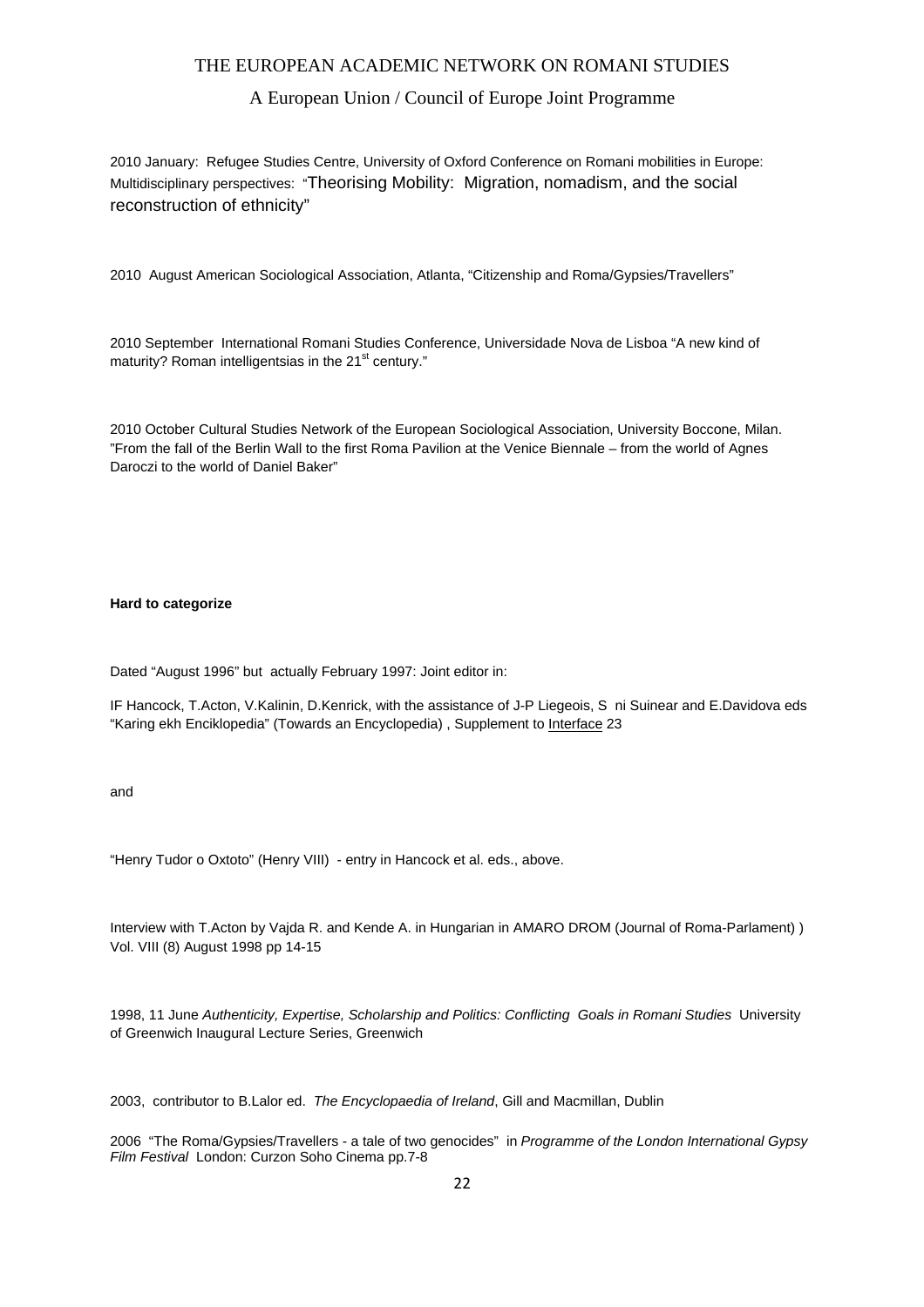2010 January: Refugee Studies Centre, University of Oxford Conference on Romani mobilities in Europe: Multidisciplinary perspectives: "Theorising Mobility: Migration, nomadism, and the social reconstruction of ethnicity"

2010 August American Sociological Association, Atlanta, "Citizenship and Roma/Gypsies/Travellers"

2010 September International Romani Studies Conference, Universidade Nova de Lisboa "A new kind of maturity? Roman intelligentsias in the 21st century."

2010 October Cultural Studies Network of the European Sociological Association, University Boccone, Milan. "From the fall of the Berlin Wall to the first Roma Pavilion at the Venice Biennale – from the world of Agnes Daroczi to the world of Daniel Baker"

**Hard to categorize**

Dated "August 1996" but actually February 1997: Joint editor in:

IF Hancock, T.Acton, V.Kalinin, D.Kenrick, with the assistance of J-P Liegeois, S ni Suinear and E.Davidova eds "Karing ekh Enciklopedia" (Towards an Encyclopedia) , Supplement to Interface 23

and

"Henry Tudor o Oxtoto" (Henry VIII) - entry in Hancock et al. eds., above.

Interview with T.Acton by Vajda R. and Kende A. in Hungarian in AMARO DROM (Journal of Roma-Parlament) ) Vol. VIII (8) August 1998 pp 14-15

1998, 11 June *Authenticity, Expertise, Scholarship and Politics: Conflicting Goals in Romani Studies* University of Greenwich Inaugural Lecture Series, Greenwich

2003, contributor to B.Lalor ed. *The Encyclopaedia of Ireland*, Gill and Macmillan, Dublin

2006 "The Roma/Gypsies/Travellers - a tale of two genocides" in *Programme of the London International Gypsy Film Festival* London: Curzon Soho Cinema pp.7-8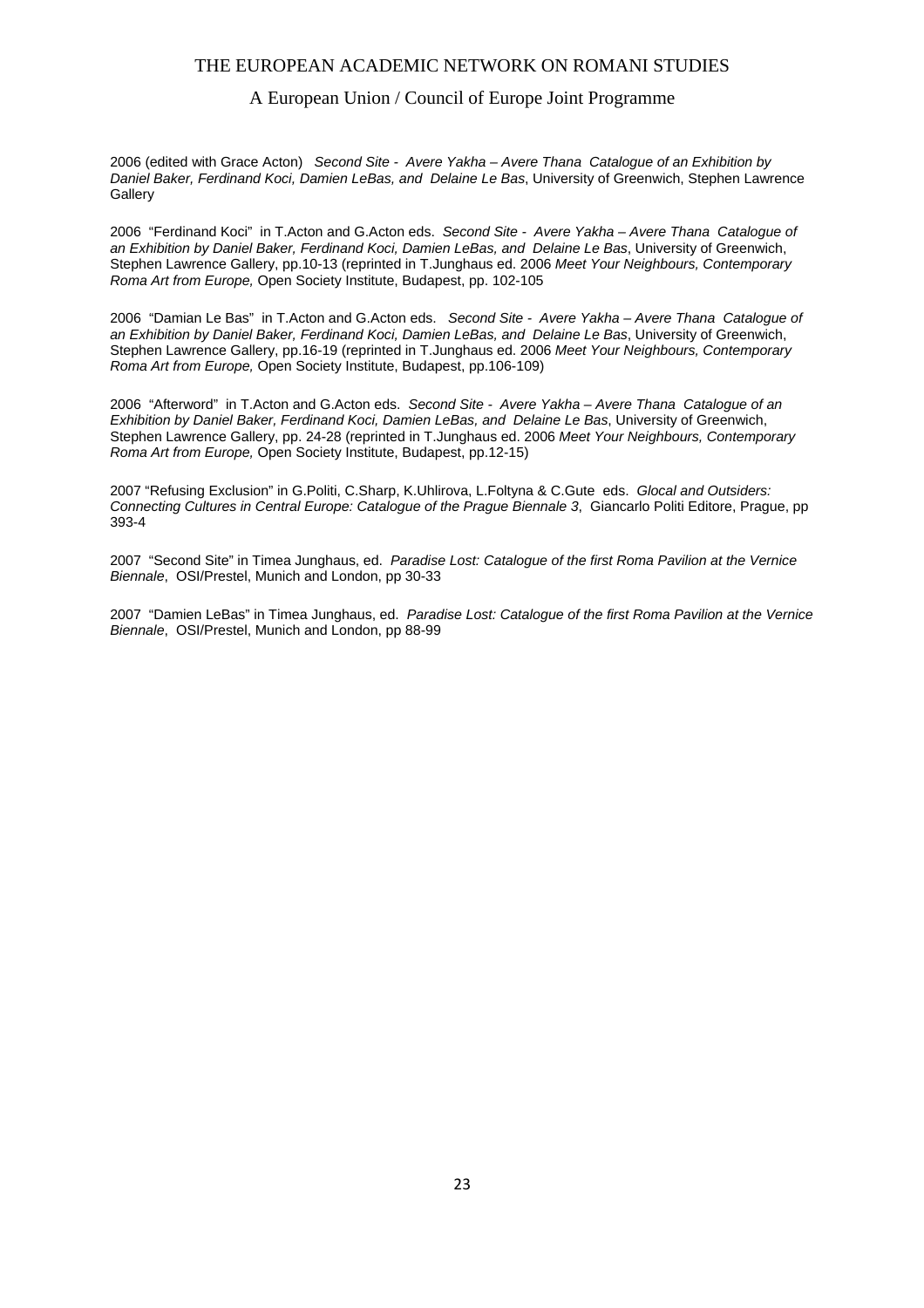2006 (edited with Grace Acton) *Second Site - Avere Yakha – Avere Thana Catalogue of an Exhibition by Daniel Baker, Ferdinand Koci, Damien LeBas, and Delaine Le Bas*, University of Greenwich, Stephen Lawrence Gallery

2006 "Ferdinand Koci" in T.Acton and G.Acton eds. *Second Site - Avere Yakha – Avere Thana Catalogue of an Exhibition by Daniel Baker, Ferdinand Koci, Damien LeBas, and Delaine Le Bas*, University of Greenwich, Stephen Lawrence Gallery, pp.10-13 (reprinted in T.Junghaus ed. 2006 *Meet Your Neighbours, Contemporary Roma Art from Europe,* Open Society Institute, Budapest, pp. 102-105

2006 "Damian Le Bas" in T.Acton and G.Acton eds. *Second Site - Avere Yakha – Avere Thana Catalogue of an Exhibition by Daniel Baker, Ferdinand Koci, Damien LeBas, and Delaine Le Bas*, University of Greenwich, Stephen Lawrence Gallery, pp.16-19 (reprinted in T.Junghaus ed. 2006 *Meet Your Neighbours, Contemporary Roma Art from Europe,* Open Society Institute, Budapest, pp.106-109)

2006 "Afterword" in T.Acton and G.Acton eds. *Second Site - Avere Yakha – Avere Thana Catalogue of an Exhibition by Daniel Baker, Ferdinand Koci, Damien LeBas, and Delaine Le Bas*, University of Greenwich, Stephen Lawrence Gallery, pp. 24-28 (reprinted in T.Junghaus ed. 2006 *Meet Your Neighbours, Contemporary Roma Art from Europe,* Open Society Institute, Budapest, pp.12-15)

2007 "Refusing Exclusion" in G.Politi, C.Sharp, K.Uhlirova, L.Foltyna & C.Gute eds. *Glocal and Outsiders: Connecting Cultures in Central Europe: Catalogue of the Prague Biennale 3*, Giancarlo Politi Editore, Prague, pp 393-4

2007 "Second Site" in Timea Junghaus, ed. *Paradise Lost: Catalogue of the first Roma Pavilion at the Vernice Biennale*, OSI/Prestel, Munich and London, pp 30-33

2007 "Damien LeBas" in Timea Junghaus, ed. *Paradise Lost: Catalogue of the first Roma Pavilion at the Vernice Biennale*, OSI/Prestel, Munich and London, pp 88-99